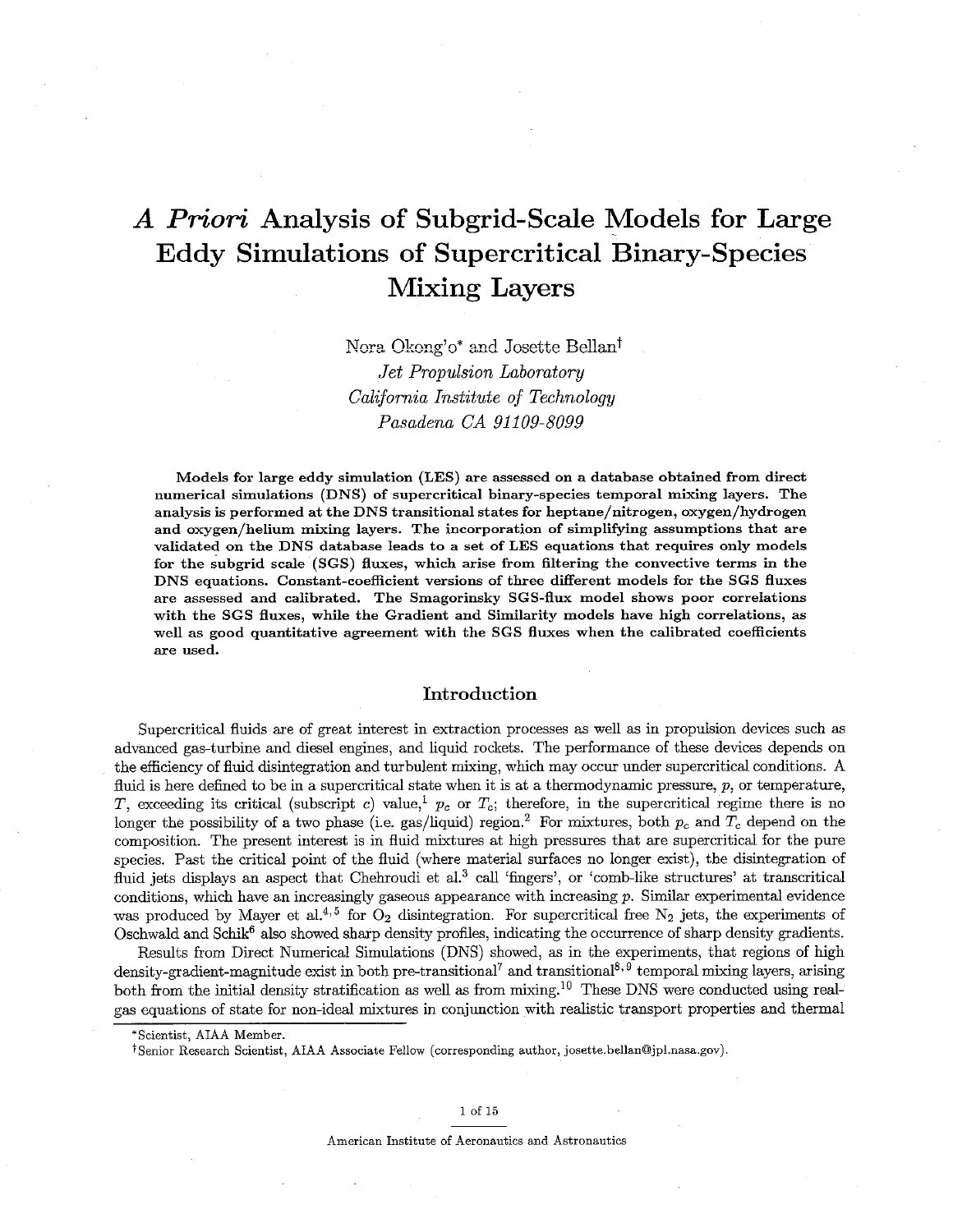# *A Priori* Analysis of Subgrid-Scale Models for Large Eddy Simulations of Supercritical Binary-Species Mixing Layers

Nora Okong'o[*] and Josette Bellan[†]

*Jet Propulsion Laboratory*
*California Institute of Technology*
*Pasadena CA 91109-8099*

**Models for large eddy simulation (LES) are assessed on a database obtained from direct numerical simulations (DNS) of supercritical binary-species temporal mixing layers. The analysis is performed at the DNS transitional states for heptane/nitrogen, oxygen/hydrogen and oxygen/helium mixing layers. The incorporation of simplifying assumptions that are validated on the DNS database leads to a set of LES equations that requires only models for the subgrid scale (SGS) fluxes, which arise from filtering the convective terms in the DNS equations. Constant-coefficient versions of three different models for the SGS fluxes are assessed and calibrated. The Smagorinsky SGS-flux model shows poor correlations with the SGS fluxes, while the Gradient and Similarity models have high correlations, as well as good quantitative agreement with the SGS fluxes when the calibrated coefficients are used.**

## Introduction

Supercritical fluids are of great interest in extraction processes as well as in propulsion devices such as advanced gas-turbine and diesel engines, and liquid rockets. The performance of these devices depends on the efficiency of fluid disintegration and turbulent mixing, which may occur under supercritical conditions. A fluid is here defined to be in a supercritical state when it is at a thermodynamic pressure, $p$, or temperature, $T$, exceeding its critical (subscript $c$) value,[1] $p_c$ or $T_c$; therefore, in the supercritical regime there is no longer the possibility of a two phase (i.e. gas/liquid) region.[2] For mixtures, both $p_c$ and $T_c$ depend on the composition. The present interest is in fluid mixtures at high pressures that are supercritical for the pure species. Past the critical point of the fluid (where material surfaces no longer exist), the disintegration of fluid jets displays an aspect that Chehroudi et al.[3] call 'fingers', or 'comb-like structures' at transcritical conditions, which have an increasingly gaseous appearance with increasing $p$. Similar experimental evidence was produced by Mayer et al.[4,5] for $O_2$ disintegration. For supercritical free $N_2$ jets, the experiments of Oschwald and Schik[6] also showed sharp density profiles, indicating the occurrence of sharp density gradients.

Results from Direct Numerical Simulations (DNS) showed, as in the experiments, that regions of high density-gradient-magnitude exist in both pre-transitional[7] and transitional[8,9] temporal mixing layers, arising both from the initial density stratification as well as from mixing.[10] These DNS were conducted using real-gas equations of state for non-ideal mixtures in conjunction with realistic transport properties and thermal

[*] Scientist, AIAA Member.

[†] Senior Research Scientist, AIAA Associate Fellow (corresponding author, josette.bellan@jpl.nasa.gov).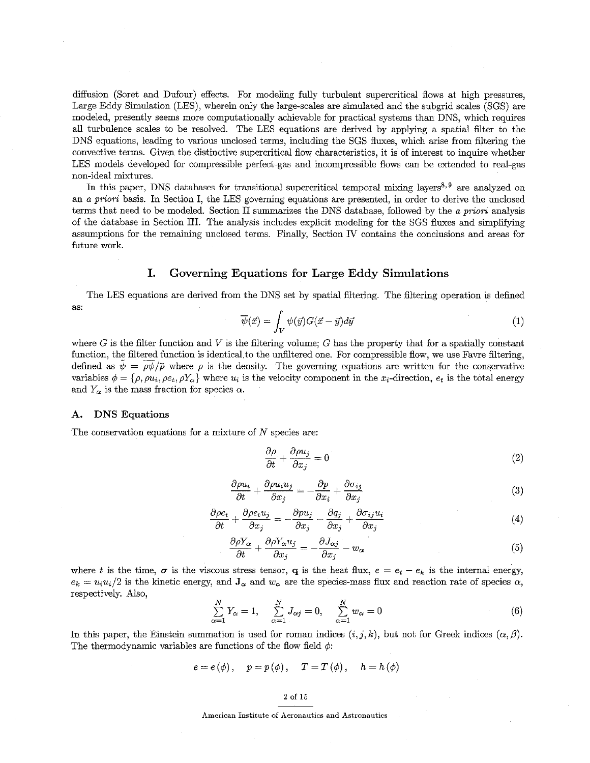diffusion (Soret and Dufour) effects. For modeling fully turbulent supercritical flows at high pressures, Large Eddy Simulation (LES), wherein only the large-scales are simulated and the subgrid scales (SGS) are modeled, presently seems more computationally achievable for practical systems than DNS, which requires all turbulence scales to be resolved. The LES equations are derived by applying a spatial filter to the DNS equations, leading to various unclosed terms, including the SGS fluxes, which arise from filtering the convective terms. Given the distinctive supercritical flow characteristics, it is of interest to inquire whether LES models developed for compressible perfect-gas and incompressible flows can be extended to real-gas non-ideal mixtures.

In this paper, DNS databases for transitional supercritical temporal mixing layers[8,9] are analyzed on an *a priori* basis. In Section I, the LES governing equations are presented, in order to derive the unclosed terms that need to be modeled. Section II summarizes the DNS database, followed by the *a priori* analysis of the database in Section III. The analysis includes explicit modeling for the SGS fluxes and simplifying assumptions for the remaining unclosed terms. Finally, Section IV contains the conclusions and areas for future work.

# I. Governing Equations for Large Eddy Simulations

The LES equations are derived from the DNS set by spatial filtering. The filtering operation is defined as:

$$\overline{\psi}(\vec{x}) = \int_V \psi(\vec{y})G(\vec{x}-\vec{y})d\vec{y} \tag{1}$$

where $G$ is the filter function and $V$ is the filtering volume; $G$ has the property that for a spatially constant function, the filtered function is identical to the unfiltered one. For compressible flow, we use Favre filtering, defined as $\tilde{\psi} = \overline{\rho\psi}/\bar{\rho}$ where $\rho$ is the density. The governing equations are written for the conservative variables $\phi = \{\rho, \rho u_i, \rho e_t, \rho Y_\alpha\}$ where $u_i$ is the velocity component in the $x_i$-direction, $e_t$ is the total energy and $Y_\alpha$ is the mass fraction for species $\alpha$.

## A. DNS Equations

The conservation equations for a mixture of $N$ species are:

$$\frac{\partial \rho}{\partial t} + \frac{\partial \rho u_j}{\partial x_j} = 0 \tag{2}$$

$$\frac{\partial \rho u_i}{\partial t} + \frac{\partial \rho u_i u_j}{\partial x_j} = -\frac{\partial p}{\partial x_i} + \frac{\partial \sigma_{ij}}{\partial x_j} \tag{3}$$

$$\frac{\partial \rho e_t}{\partial t} + \frac{\partial \rho e_t u_j}{\partial x_j} = -\frac{\partial p u_j}{\partial x_j} - \frac{\partial q_j}{\partial x_j} + \frac{\partial \sigma_{ij} u_i}{\partial x_j} \tag{4}$$

$$\frac{\partial \rho Y_\alpha}{\partial t} + \frac{\partial \rho Y_\alpha u_j}{\partial x_j} = -\frac{\partial J_{\alpha j}}{\partial x_j} - w_\alpha \tag{5}$$

where $t$ is the time, $\boldsymbol{\sigma}$ is the viscous stress tensor, $\mathbf{q}$ is the heat flux, $e = e_t - e_k$ is the internal energy, $e_k = u_i u_i/2$ is the kinetic energy, and $\mathbf{J}_\alpha$ and $w_\alpha$ are the species-mass flux and reaction rate of species $\alpha$, respectively. Also,

$$\sum_{\alpha=1}^{N} Y_\alpha = 1, \quad \sum_{\alpha=1}^{N} J_{\alpha j} = 0, \quad \sum_{\alpha=1}^{N} w_\alpha = 0 \tag{6}$$

In this paper, the Einstein summation is used for roman indices $(i, j, k)$, but not for Greek indices $(\alpha, \beta)$. The thermodynamic variables are functions of the flow field $\phi$:

$$e = e(\phi), \quad p = p(\phi), \quad T = T(\phi), \quad h = h(\phi)$$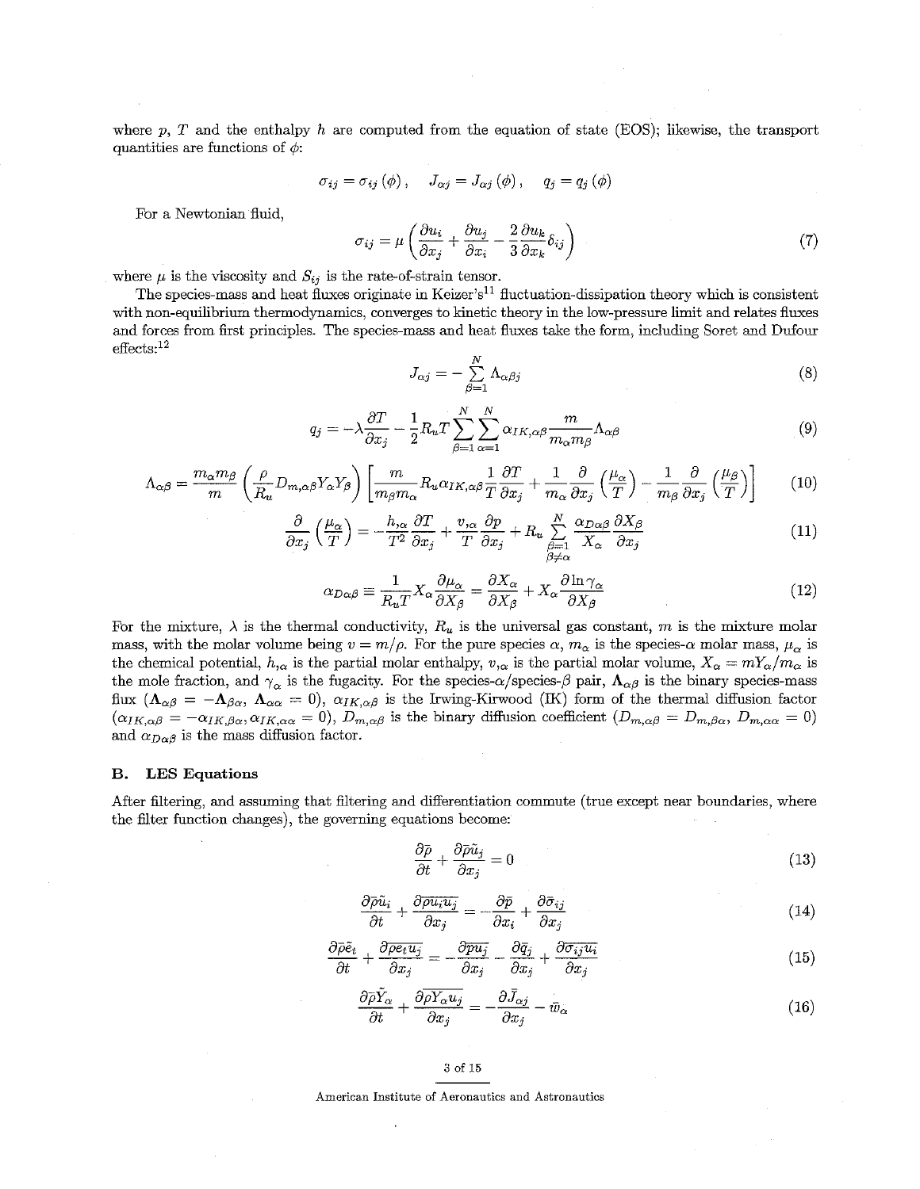where $p$, $T$ and the enthalpy $h$ are computed from the equation of state (EOS); likewise, the transport quantities are functions of $\phi$:

$$\sigma_{ij} = \sigma_{ij}(\phi), \quad J_{\alpha j} = J_{\alpha j}(\phi), \quad q_j = q_j(\phi)$$

For a Newtonian fluid,

$$\sigma_{ij} = \mu \left( \frac{\partial u_i}{\partial x_j} + \frac{\partial u_j}{\partial x_i} - \frac{2}{3}\frac{\partial u_k}{\partial x_k}\delta_{ij} \right) \tag{7}$$

where $\mu$ is the viscosity and $S_{ij}$ is the rate-of-strain tensor.

The species-mass and heat fluxes originate in Keizer's[11] fluctuation-dissipation theory which is consistent with non-equilibrium thermodynamics, converges to kinetic theory in the low-pressure limit and relates fluxes and forces from first principles. The species-mass and heat fluxes take the form, including Soret and Dufour effects:[12]

$$J_{\alpha j} = - \sum_{\beta=1}^{N} \Lambda_{\alpha\beta j} \tag{8}$$

$$q_j = -\lambda \frac{\partial T}{\partial x_j} - \frac{1}{2} R_u T \sum_{\beta=1}^{N} \sum_{\alpha=1}^{N} \alpha_{IK,\alpha\beta} \frac{m}{m_\alpha m_\beta} \Lambda_{\alpha\beta} \tag{9}$$

$$\Lambda_{\alpha\beta} = \frac{m_\alpha m_\beta}{m} \left( \frac{\rho}{R_u} D_{m,\alpha\beta} Y_\alpha Y_\beta \right) \left[ \frac{m}{m_\beta m_\alpha} R_u \alpha_{IK,\alpha\beta} \frac{1}{T} \frac{\partial T}{\partial x_j} + \frac{1}{m_\alpha} \frac{\partial}{\partial x_j} \left( \frac{\mu_\alpha}{T} \right) - \frac{1}{m_\beta} \frac{\partial}{\partial x_j} \left( \frac{\mu_\beta}{T} \right) \right] \tag{10}$$

$$\frac{\partial}{\partial x_j} \left( \frac{\mu_\alpha}{T} \right) = - \frac{h_{,\alpha}}{T^2} \frac{\partial T}{\partial x_j} + \frac{v_{,\alpha}}{T} \frac{\partial p}{\partial x_j} + R_u \sum_{\substack{\beta=1 \\ \beta \neq \alpha}}^{N} \frac{\alpha_{D\alpha\beta}}{X_\alpha} \frac{\partial X_\beta}{\partial x_j} \tag{11}$$

$$\alpha_{D\alpha\beta} \equiv \frac{1}{R_u T} X_\alpha \frac{\partial \mu_\alpha}{\partial X_\beta} = \frac{\partial X_\alpha}{\partial X_\beta} + X_\alpha \frac{\partial \ln \gamma_\alpha}{\partial X_\beta} \tag{12}$$

For the mixture, $\lambda$ is the thermal conductivity, $R_u$ is the universal gas constant, $m$ is the mixture molar mass, with the molar volume being $v = m/\rho$. For the pure species $\alpha$, $m_\alpha$ is the species-$\alpha$ molar mass, $\mu_\alpha$ is the chemical potential, $h_{,\alpha}$ is the partial molar enthalpy, $v_{,\alpha}$ is the partial molar volume, $X_\alpha = mY_\alpha/m_\alpha$ is the mole fraction, and $\gamma_\alpha$ is the fugacity. For the species-$\alpha$/species-$\beta$ pair, $\Lambda_{\alpha\beta}$ is the binary species-mass flux ($\Lambda_{\alpha\beta} = -\Lambda_{\beta\alpha}$, $\Lambda_{\alpha\alpha} = 0$), $\alpha_{IK,\alpha\beta}$ is the Irwing-Kirwood (IK) form of the thermal diffusion factor ($\alpha_{IK,\alpha\beta} = -\alpha_{IK,\beta\alpha}, \alpha_{IK,\alpha\alpha} = 0$), $D_{m,\alpha\beta}$ is the binary diffusion coefficient ($D_{m,\alpha\beta} = D_{m,\beta\alpha}$, $D_{m,\alpha\alpha} = 0$) and $\alpha_{D\alpha\beta}$ is the mass diffusion factor.

## B. LES Equations

After filtering, and assuming that filtering and differentiation commute (true except near boundaries, where the filter function changes), the governing equations become:

$$\frac{\partial \bar{\rho}}{\partial t} + \frac{\partial \bar{\rho} \tilde{u}_j}{\partial x_j} = 0 \tag{13}$$

$$\frac{\partial \bar{\rho} \tilde{u}_i}{\partial t} + \frac{\partial \overline{\rho u_i u_j}}{\partial x_j} = - \frac{\partial \bar{p}}{\partial x_i} + \frac{\partial \bar{\sigma}_{ij}}{\partial x_j} \tag{14}$$

$$\frac{\partial \bar{\rho} \tilde{e}_t}{\partial t} + \frac{\partial \overline{\rho e_t u_j}}{\partial x_j} = - \frac{\partial \overline{p u_j}}{\partial x_j} - \frac{\partial \bar{q}_j}{\partial x_j} + \frac{\partial \overline{\sigma_{ij} u_i}}{\partial x_j} \tag{15}$$

$$\frac{\partial \bar{\rho} \tilde{Y}_\alpha}{\partial t} + \frac{\partial \overline{\rho Y_\alpha u_j}}{\partial x_j} = - \frac{\partial \bar{J}_{\alpha j}}{\partial x_j} - \bar{\dot{w}}_\alpha \tag{16}$$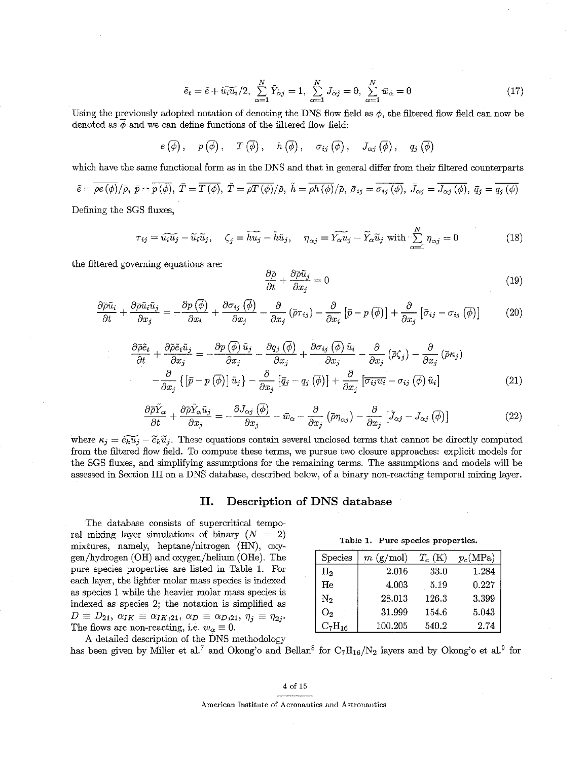$$\tilde{e}_t = \tilde{e} + \widetilde{u_i u_i}/2, \sum_{\alpha=1}^{N} \tilde{Y}_{\alpha j} = 1, \sum_{\alpha=1}^{N} \bar{J}_{\alpha j} = 0, \sum_{\alpha=1}^{N} \bar{w}_{\alpha} = 0 \tag{17}$$

Using the previously adopted notation of denoting the DNS flow field as $\phi$, the filtered flow field can now be denoted as $\overline{\phi}$ and we can define functions of the filtered flow field:

$$e\left(\overline{\phi}\right), \quad p\left(\overline{\phi}\right), \quad T\left(\overline{\phi}\right), \quad h\left(\overline{\phi}\right), \quad \sigma_{ij}\left(\overline{\phi}\right), \quad J_{\alpha j}\left(\overline{\phi}\right), \quad q_j\left(\overline{\phi}\right)$$

which have the same functional form as in the DNS and that in general differ from their filtered counterparts

$$\tilde{e} = \overline{\rho e\left(\phi\right)}/\bar{\rho}, \; \bar{p} = \overline{p\left(\phi\right)}, \; \bar{T} = \overline{T\left(\phi\right)}, \; \tilde{T} = \overline{\rho T\left(\phi\right)}/\bar{\rho}, \; \tilde{h} = \overline{\rho h\left(\phi\right)}/\bar{\rho}, \; \bar{\sigma}_{ij} = \overline{\sigma_{ij}\left(\phi\right)}, \; \bar{J}_{\alpha j} = \overline{J_{\alpha j}\left(\phi\right)}, \; \bar{q}_j = \overline{q_j\left(\phi\right)}$$

Defining the SGS fluxes,

$$\tau_{ij} = \widetilde{u_i u_j} - \tilde{u}_i \tilde{u}_j, \quad \zeta_j = \widetilde{h u_j} - \tilde{h}\tilde{u}_j, \quad \eta_{\alpha j} = \widetilde{Y_\alpha u_j} - \tilde{Y}_\alpha \tilde{u}_j \text{ with } \sum_{\alpha=1}^{N} \eta_{\alpha j} = 0 \tag{18}$$

the filtered governing equations are:

$$\frac{\partial \bar{\rho}}{\partial t} + \frac{\partial \bar{\rho}\tilde{u}_j}{\partial x_j} = 0 \tag{19}$$

$$\frac{\partial \bar{\rho}\tilde{u}_i}{\partial t} + \frac{\partial \bar{\rho}\tilde{u}_i\tilde{u}_j}{\partial x_j} = -\frac{\partial p\left(\overline{\phi}\right)}{\partial x_i} + \frac{\partial \sigma_{ij}\left(\overline{\phi}\right)}{\partial x_j} - \frac{\partial}{\partial x_j}\left(\bar{\rho}\tau_{ij}\right) - \frac{\partial}{\partial x_i}\left[\bar{p} - p\left(\overline{\phi}\right)\right] + \frac{\partial}{\partial x_j}\left[\bar{\sigma}_{ij} - \sigma_{ij}\left(\overline{\phi}\right)\right] \tag{20}$$

$$\begin{aligned}\frac{\partial \bar{\rho}\tilde{e}_t}{\partial t} + \frac{\partial \bar{\rho}\tilde{e}_t\tilde{u}_j}{\partial x_j} = &-\frac{\partial p\left(\overline{\phi}\right)\tilde{u}_j}{\partial x_j} - \frac{\partial q_j\left(\overline{\phi}\right)}{\partial x_j} + \frac{\partial \sigma_{ij}\left(\overline{\phi}\right)\tilde{u}_i}{\partial x_j} - \frac{\partial}{\partial x_j}\left(\bar{\rho}\zeta_j\right) - \frac{\partial}{\partial x_j}\left(\bar{\rho}\kappa_j\right) \\ &- \frac{\partial}{\partial x_j}\left\{\left[\bar{p} - p\left(\overline{\phi}\right)\right]\tilde{u}_j\right\} - \frac{\partial}{\partial x_j}\left[\bar{q}_j - q_j\left(\overline{\phi}\right)\right] + \frac{\partial}{\partial x_j}\left[\overline{\sigma_{ij}u_i} - \sigma_{ij}\left(\overline{\phi}\right)\tilde{u}_i\right]\end{aligned} \tag{21}$$

$$\frac{\partial \bar{\rho}\tilde{Y}_\alpha}{\partial t} + \frac{\partial \bar{\rho}\tilde{Y}_\alpha\tilde{u}_j}{\partial x_j} = -\frac{\partial J_{\alpha j}\left(\overline{\phi}\right)}{\partial x_j} - \bar{w}_\alpha - \frac{\partial}{\partial x_j}\left(\bar{\rho}\eta_{\alpha j}\right) - \frac{\partial}{\partial x_j}\left[\bar{J}_{\alpha j} - J_{\alpha j}\left(\overline{\phi}\right)\right] \tag{22}$$

where $\kappa_j = \widetilde{e_k u_j} - \tilde{e}_k\tilde{u}_j$. These equations contain several unclosed terms that cannot be directly computed from the filtered flow field. To compute these terms, we pursue two closure approaches: explicit models for the SGS fluxes, and simplifying assumptions for the remaining terms. The assumptions and models will be assessed in Section III on a DNS database, described below, of a binary non-reacting temporal mixing layer.

## II. Description of DNS database

The database consists of supercritical temporal mixing layer simulations of binary ($N = 2$) mixtures, namely, heptane/nitrogen (HN), oxygen/hydrogen (OH) and oxygen/helium (OHe). The pure species properties are listed in Table 1. For each layer, the lighter molar mass species is indexed as species 1 while the heavier molar mass species is indexed as species 2; the notation is simplified as $D \equiv D_{21}$, $\alpha_{IK} \equiv \alpha_{IK,21}$, $\alpha_D \equiv \alpha_{D,21}$, $\eta_j \equiv \eta_{2j}$. The flows are non-reacting, i.e. $w_\alpha \equiv 0$.

**Table 1. Pure species properties.**

| Species | $m$ (g/mol) | $T_c$ (K) | $p_c$(MPa) |
|---|---|---|---|
| $H_2$ | 2.016 | 33.0 | 1.284 |
| He | 4.003 | 5.19 | 0.227 |
| $N_2$ | 28.013 | 126.3 | 3.399 |
| $O_2$ | 31.999 | 154.6 | 5.043 |
| $C_7H_{16}$ | 100.205 | 540.2 | 2.74 |

A detailed description of the DNS methodology has been given by Miller et al.[7] and Okong'o and Bellan[8] for $C_7H_{16}/N_2$ layers and by Okong'o et al.[9] for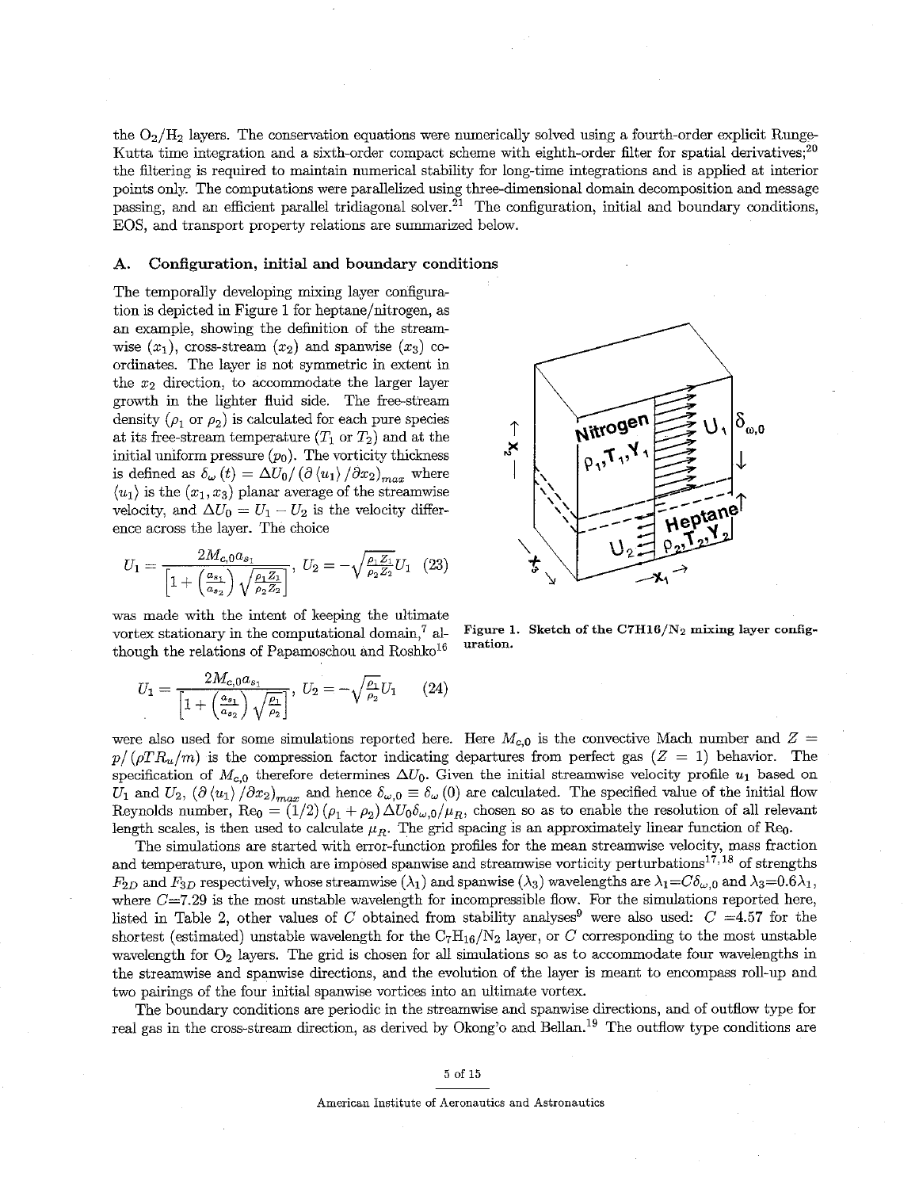the $O_2/H_2$ layers. The conservation equations were numerically solved using a fourth-order explicit Runge-Kutta time integration and a sixth-order compact scheme with eighth-order filter for spatial derivatives;[20] the filtering is required to maintain numerical stability for long-time integrations and is applied at interior points only. The computations were parallelized using three-dimensional domain decomposition and message passing, and an efficient parallel tridiagonal solver.[21] The configuration, initial and boundary conditions, EOS, and transport property relations are summarized below.

## A. Configuration, initial and boundary conditions

The temporally developing mixing layer configuration is depicted in Figure 1 for heptane/nitrogen, as an example, showing the definition of the streamwise ($x_1$), cross-stream ($x_2$) and spanwise ($x_3$) coordinates. The layer is not symmetric in extent in the $x_2$ direction, to accommodate the larger layer growth in the lighter fluid side. The free-stream density ($\rho_1$ or $\rho_2$) is calculated for each pure species at its free-stream temperature ($T_1$ or $T_2$) and at the initial uniform pressure ($p_0$). The vorticity thickness is defined as $\delta_\omega(t) = \Delta U_0 / \left(\partial \langle u_1 \rangle / \partial x_2\right)_{max}$ where $\langle u_1 \rangle$ is the $(x_1, x_3)$ planar average of the streamwise velocity, and $\Delta U_0 = U_1 - U_2$ is the velocity difference across the layer. The choice

$$U_1 = \frac{2M_{c,0}a_{s_1}}{\left[1 + \left(\frac{a_{s_1}}{a_{s_2}}\right)\sqrt{\frac{\rho_1 Z_1}{\rho_2 Z_2}}\right]}, \quad U_2 = -\sqrt{\frac{\rho_1 Z_1}{\rho_2 Z_2}}U_1 \quad (23)$$

was made with the intent of keeping the ultimate vortex stationary in the computational domain,[7] although the relations of Papamoschou and Roshko[16]

$$U_1 = \frac{2M_{c,0}a_{s_1}}{\left[1 + \left(\frac{a_{s_1}}{a_{s_2}}\right)\sqrt{\frac{\rho_1}{\rho_2}}\right]}, \quad U_2 = -\sqrt{\frac{\rho_1}{\rho_2}}U_1 \quad (24)$$

Figure 1. Sketch of the C7H16/$N_2$ mixing layer configuration.

were also used for some simulations reported here. Here $M_{c,0}$ is the convective Mach number and $Z = p/(\rho T R_u/m)$ is the compression factor indicating departures from perfect gas ($Z = 1$) behavior. The specification of $M_{c,0}$ therefore determines $\Delta U_0$. Given the initial streamwise velocity profile $u_1$ based on $U_1$ and $U_2$, $\left(\partial \langle u_1 \rangle / \partial x_2\right)_{max}$ and hence $\delta_{\omega,0} \equiv \delta_\omega(0)$ are calculated. The specified value of the initial flow Reynolds number, $\text{Re}_0 = (1/2)(\rho_1 + \rho_2)\Delta U_0 \delta_{\omega,0}/\mu_R$, chosen so as to enable the resolution of all relevant length scales, is then used to calculate $\mu_R$. The grid spacing is an approximately linear function of $\text{Re}_0$.

The simulations are started with error-function profiles for the mean streamwise velocity, mass fraction and temperature, upon which are imposed spanwise and streamwise vorticity perturbations[17,18] of strengths $F_{2D}$ and $F_{3D}$ respectively, whose streamwise ($\lambda_1$) and spanwise ($\lambda_3$) wavelengths are $\lambda_1 = C\delta_{\omega,0}$ and $\lambda_3 = 0.6\lambda_1$, where $C = 7.29$ is the most unstable wavelength for incompressible flow. For the simulations reported here, listed in Table 2, other values of $C$ obtained from stability analyses[9] were also used: $C = 4.57$ for the shortest (estimated) unstable wavelength for the $C_7H_{16}/N_2$ layer, or $C$ corresponding to the most unstable wavelength for $O_2$ layers. The grid is chosen for all simulations so as to accommodate four wavelengths in the streamwise and spanwise directions, and the evolution of the layer is meant to encompass roll-up and two pairings of the four initial spanwise vortices into an ultimate vortex.

The boundary conditions are periodic in the streamwise and spanwise directions, and of outflow type for real gas in the cross-stream direction, as derived by Okong'o and Bellan.[19] The outflow type conditions are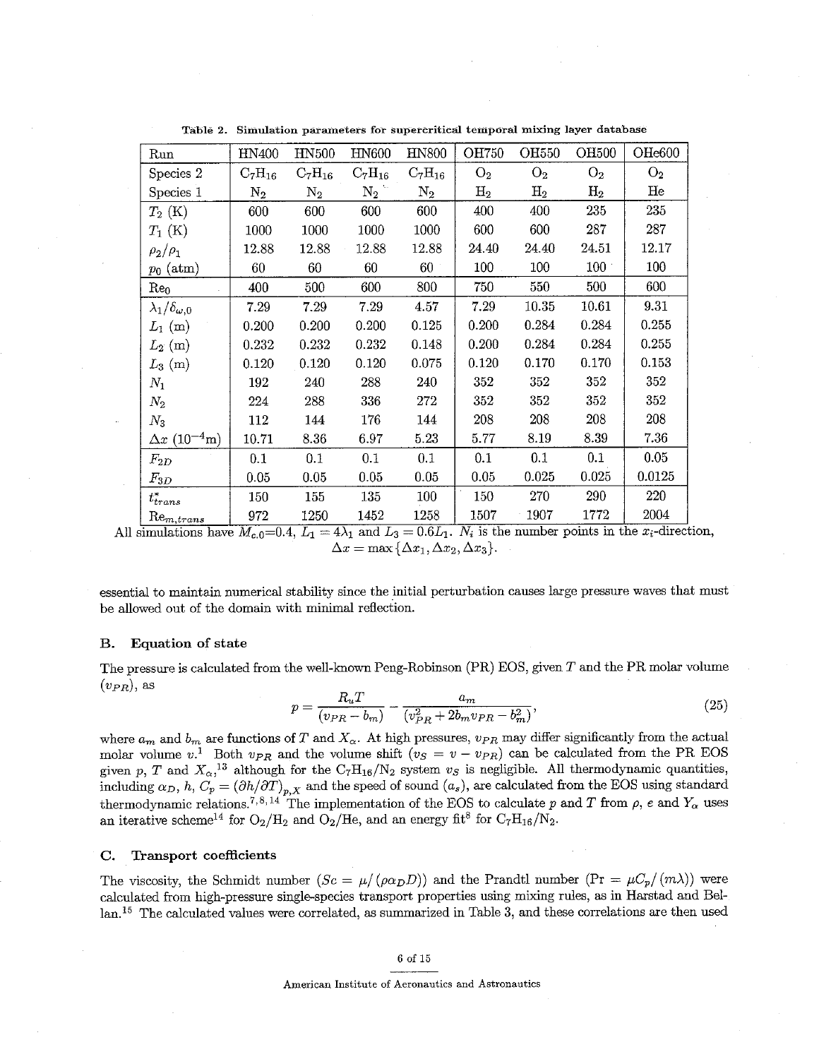Table 2. Simulation parameters for supercritical temporal mixing layer database

| Run | HN400 | HN500 | HN600 | HN800 | OH750 | OH550 | OH500 | OHe600 |
|---|---|---|---|---|---|---|---|---|
| Species 2 | $C_7H_{16}$ | $C_7H_{16}$ | $C_7H_{16}$ | $C_7H_{16}$ | $O_2$ | $O_2$ | $O_2$ | $O_2$ |
| Species 1 | $N_2$ | $N_2$ | $N_2$ | $N_2$ | $H_2$ | $H_2$ | $H_2$ | He |
| $T_2$ (K) | 600 | 600 | 600 | 600 | 400 | 400 | 235 | 235 |
| $T_1$ (K) | 1000 | 1000 | 1000 | 1000 | 600 | 600 | 287 | 287 |
| $\rho_2/\rho_1$ | 12.88 | 12.88 | 12.88 | 12.88 | 24.40 | 24.40 | 24.51 | 12.17 |
| $p_0$ (atm) | 60 | 60 | 60 | 60 | 100 | 100 | 100 | 100 |
| $\mathrm{Re}_0$ | 400 | 500 | 600 | 800 | 750 | 550 | 500 | 600 |
| $\lambda_1/\delta_{\omega,0}$ | 7.29 | 7.29 | 7.29 | 4.57 | 7.29 | 10.35 | 10.61 | 9.31 |
| $L_1$ (m) | 0.200 | 0.200 | 0.200 | 0.125 | 0.200 | 0.284 | 0.284 | 0.255 |
| $L_2$ (m) | 0.232 | 0.232 | 0.232 | 0.148 | 0.200 | 0.284 | 0.284 | 0.255 |
| $L_3$ (m) | 0.120 | 0.120 | 0.120 | 0.075 | 0.120 | 0.170 | 0.170 | 0.153 |
| $N_1$ | 192 | 240 | 288 | 240 | 352 | 352 | 352 | 352 |
| $N_2$ | 224 | 288 | 336 | 272 | 352 | 352 | 352 | 352 |
| $N_3$ | 112 | 144 | 176 | 144 | 208 | 208 | 208 | 208 |
| $\Delta x$ ($10^{-4}$m) | 10.71 | 8.36 | 6.97 | 5.23 | 5.77 | 8.19 | 8.39 | 7.36 |
| $F_{2D}$ | 0.1 | 0.1 | 0.1 | 0.1 | 0.1 | 0.1 | 0.1 | 0.05 |
| $F_{3D}$ | 0.05 | 0.05 | 0.05 | 0.05 | 0.05 | 0.025 | 0.025 | 0.0125 |
| $t^*_{trans}$ | 150 | 155 | 135 | 100 | 150 | 270 | 290 | 220 |
| $\mathrm{Re}_{m,trans}$ | 972 | 1250 | 1452 | 1258 | 1507 | 1907 | 1772 | 2004 |

All simulations have $M_{c,0}$=0.4, $L_1 = 4\lambda_1$ and $L_3 = 0.6L_1$. $N_i$ is the number points in the $x_i$-direction, $\Delta x = \max\{\Delta x_1, \Delta x_2, \Delta x_3\}$.

essential to maintain numerical stability since the initial perturbation causes large pressure waves that must be allowed out of the domain with minimal reflection.

### B. Equation of state

The pressure is calculated from the well-known Peng-Robinson (PR) EOS, given $T$ and the PR molar volume ($v_{PR}$), as

$$p = \frac{R_u T}{(v_{PR} - b_m)} - \frac{a_m}{(v_{PR}^2 + 2b_m v_{PR} - b_m^2)}, \tag{25}$$

where $a_m$ and $b_m$ are functions of $T$ and $X_\alpha$. At high pressures, $v_{PR}$ may differ significantly from the actual molar volume $v$.[1] Both $v_{PR}$ and the volume shift ($v_S = v - v_{PR}$) can be calculated from the PR EOS given $p$, $T$ and $X_\alpha$,[13] although for the $C_7H_{16}/N_2$ system $v_S$ is negligible. All thermodynamic quantities, including $\alpha_D$, $h$, $C_p = (\partial h/\partial T)_{p,X}$ and the speed of sound ($a_s$), are calculated from the EOS using standard thermodynamic relations.[7,8,14] The implementation of the EOS to calculate $p$ and $T$ from $\rho$, $e$ and $Y_\alpha$ uses an iterative scheme[14] for $O_2/H_2$ and $O_2$/He, and an energy fit[8] for $C_7H_{16}/N_2$.

### C. Transport coefficients

The viscosity, the Schmidt number ($Sc = \mu/(\rho\alpha_D D)$) and the Prandtl number ($\mathrm{Pr} = \mu C_p/(m\lambda)$) were calculated from high-pressure single-species transport properties using mixing rules, as in Harstad and Bellan.[15] The calculated values were correlated, as summarized in Table 3, and these correlations are then used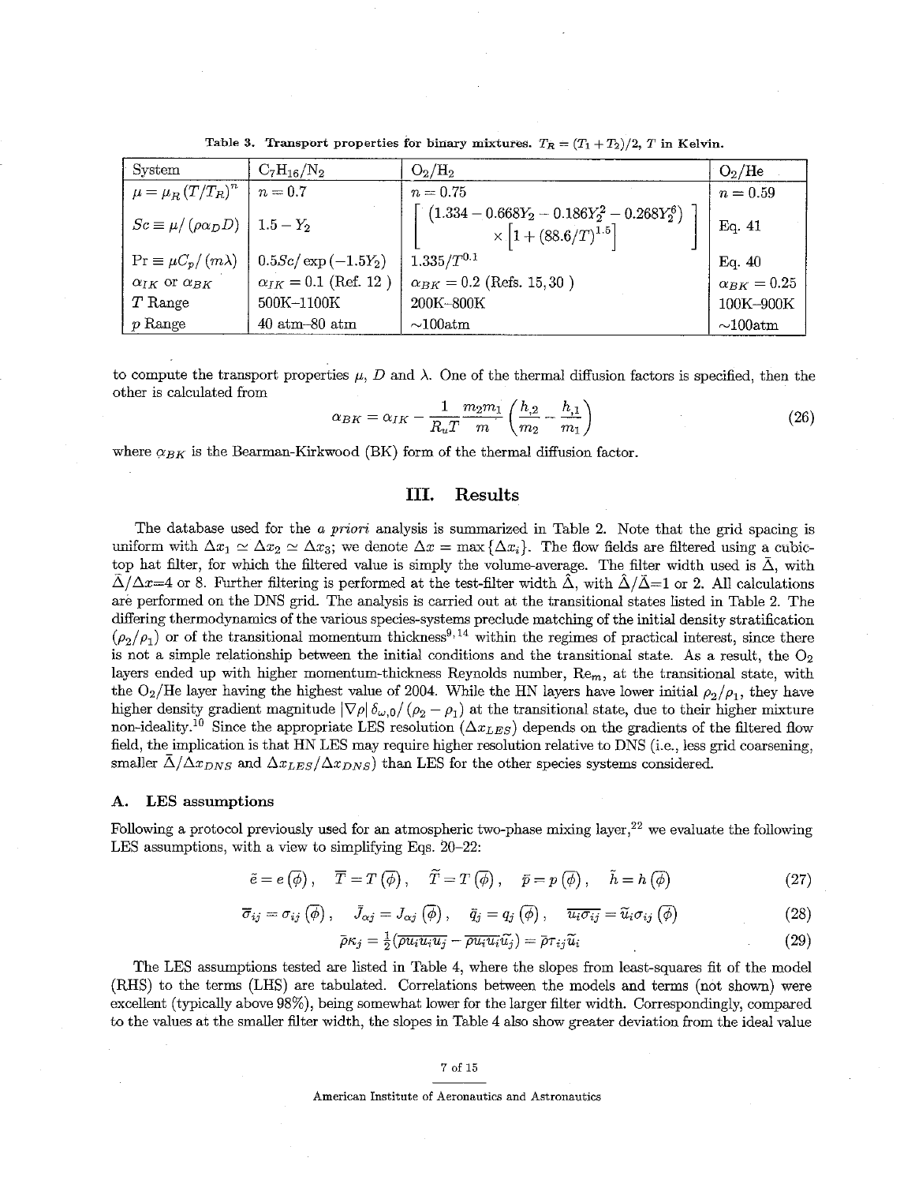**Table 3. Transport properties for binary mixtures.** $T_R = (T_1 + T_2)/2$, $T$ in Kelvin.

| System | $C_7H_{16}/N_2$ | $O_2/H_2$ | $O_2$/He |
|---|---|---|---|
| $\mu = \mu_R (T/T_R)^n$ | $n = 0.7$ | $n = 0.75$ | $n = 0.59$ |
| $Sc \equiv \mu / (\rho \alpha_D D)$ | $1.5 - Y_2$ | $\left[ \begin{array}{c} (1.334 - 0.668Y_2 - 0.186Y_2^2 - 0.268Y_2^6) \\ \times \left[1 + (88.6/T)^{1.5}\right] \end{array} \right]$ | Eq. 41 |
| $\mathrm{Pr} \equiv \mu C_p / (m\lambda)$ | $0.5Sc/\exp(-1.5Y_2)$ | $1.335/T^{0.1}$ | Eq. 40 |
| $\alpha_{IK}$ or $\alpha_{BK}$ | $\alpha_{IK} = 0.1$ (Ref. 12 ) | $\alpha_{BK} = 0.2$ (Refs. 15,30 ) | $\alpha_{BK} = 0.25$ |
| $T$ Range | 500K–1100K | 200K–800K | 100K–900K |
| $p$ Range | 40 atm–80 atm | ~100atm | ~100atm |

to compute the transport properties $\mu$, $D$ and $\lambda$. One of the thermal diffusion factors is specified, then the other is calculated from

$$\alpha_{BK} = \alpha_{IK} - \frac{1}{R_u T} \frac{m_2 m_1}{m} \left( \frac{h_{,2}}{m_2} - \frac{h_{,1}}{m_1} \right) \tag{26}$$

where $\alpha_{BK}$ is the Bearman-Kirkwood (BK) form of the thermal diffusion factor.

# III. Results

The database used for the *a priori* analysis is summarized in Table 2. Note that the grid spacing is uniform with $\Delta x_1 \simeq \Delta x_2 \simeq \Delta x_3$; we denote $\Delta x = \max\{\Delta x_i\}$. The flow fields are filtered using a cubic-top hat filter, for which the filtered value is simply the volume-average. The filter width used is $\bar{\Delta}$, with $\bar{\Delta}/\Delta x$=4 or 8. Further filtering is performed at the test-filter width $\hat{\Delta}$, with $\hat{\Delta}/\bar{\Delta}$=1 or 2. All calculations are performed on the DNS grid. The analysis is carried out at the transitional states listed in Table 2. The differing thermodynamics of the various species-systems preclude matching of the initial density stratification ($\rho_2/\rho_1$) or of the transitional momentum thickness[9,14] within the regimes of practical interest, since there is not a simple relationship between the initial conditions and the transitional state. As a result, the $O_2$ layers ended up with higher momentum-thickness Reynolds number, $\mathrm{Re}_m$, at the transitional state, with the $O_2$/He layer having the highest value of 2004. While the HN layers have lower initial $\rho_2/\rho_1$, they have higher density gradient magnitude $|\nabla\rho|\,\delta_{\omega,0}/(\rho_2 - \rho_1)$ at the transitional state, due to their higher mixture non-ideality.[10] Since the appropriate LES resolution ($\Delta x_{LES}$) depends on the gradients of the filtered flow field, the implication is that HN LES may require higher resolution relative to DNS (i.e., less grid coarsening, smaller $\bar{\Delta}/\Delta x_{DNS}$ and $\Delta x_{LES}/\Delta x_{DNS}$) than LES for the other species systems considered.

## A. LES assumptions

Following a protocol previously used for an atmospheric two-phase mixing layer,[22] we evaluate the following LES assumptions, with a view to simplifying Eqs. 20–22:

$$\tilde{e} = e\left(\bar{\phi}\right), \quad \bar{T} = T\left(\bar{\phi}\right), \quad \tilde{T} = T\left(\bar{\phi}\right), \quad \bar{p} = p\left(\bar{\phi}\right), \quad \tilde{h} = h\left(\bar{\phi}\right) \tag{27}$$

$$\bar{\sigma}_{ij} = \sigma_{ij}\left(\bar{\phi}\right), \quad \bar{J}_{\alpha j} = J_{\alpha j}\left(\bar{\phi}\right), \quad \bar{q}_j = q_j\left(\bar{\phi}\right), \quad \overline{u_i \sigma_{ij}} = \tilde{u}_i \sigma_{ij}\left(\bar{\phi}\right) \tag{28}$$

$$\bar{\rho}\kappa_j = \tfrac{1}{2}(\overline{\rho u_i u_i u_j} - \overline{\rho u_i u_i}\tilde{u}_j) = \bar{\rho}\tau_{ij}\tilde{u}_i \tag{29}$$

The LES assumptions tested are listed in Table 4, where the slopes from least-squares fit of the model (RHS) to the terms (LHS) are tabulated. Correlations between the models and terms (not shown) were excellent (typically above 98%), being somewhat lower for the larger filter width. Correspondingly, compared to the values at the smaller filter width, the slopes in Table 4 also show greater deviation from the ideal value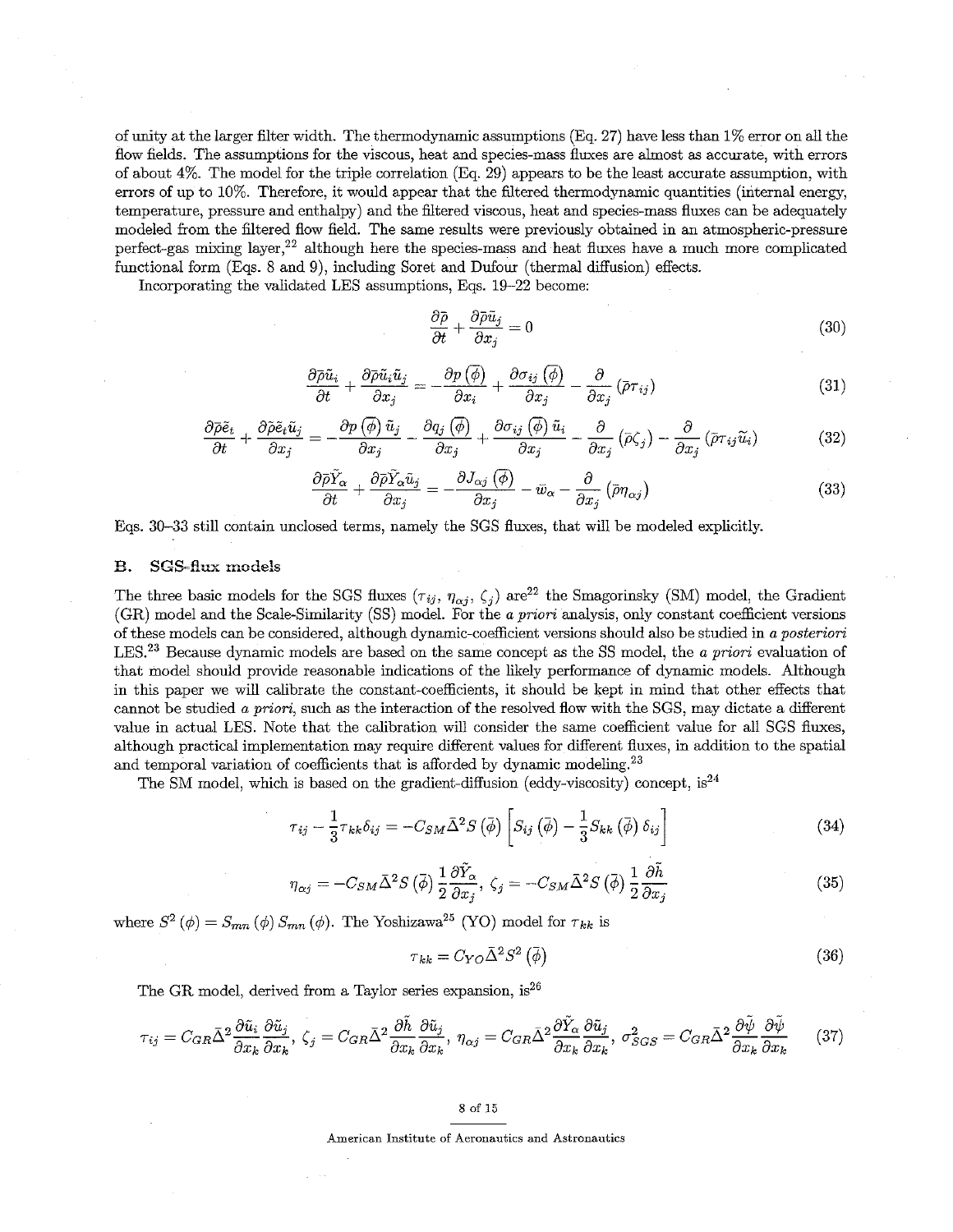of unity at the larger filter width. The thermodynamic assumptions (Eq. 27) have less than 1% error on all the flow fields. The assumptions for the viscous, heat and species-mass fluxes are almost as accurate, with errors of about 4%. The model for the triple correlation (Eq. 29) appears to be the least accurate assumption, with errors of up to 10%. Therefore, it would appear that the filtered thermodynamic quantities (internal energy, temperature, pressure and enthalpy) and the filtered viscous, heat and species-mass fluxes can be adequately modeled from the filtered flow field. The same results were previously obtained in an atmospheric-pressure perfect-gas mixing layer,[22] although here the species-mass and heat fluxes have a much more complicated functional form (Eqs. 8 and 9), including Soret and Dufour (thermal diffusion) effects.

Incorporating the validated LES assumptions, Eqs. 19–22 become:

$$\frac{\partial \bar{\rho}}{\partial t} + \frac{\partial \bar{\rho} \tilde{u}_j}{\partial x_j} = 0 \tag{30}$$

$$\frac{\partial \bar{\rho} \tilde{u}_i}{\partial t} + \frac{\partial \bar{\rho} \tilde{u}_i \tilde{u}_j}{\partial x_j} = -\frac{\partial p\left(\bar{\phi}\right)}{\partial x_i} + \frac{\partial \sigma_{ij}\left(\bar{\phi}\right)}{\partial x_j} - \frac{\partial}{\partial x_j}\left(\bar{\rho}\tau_{ij}\right) \tag{31}$$

$$\frac{\partial \bar{\rho} \tilde{e}_t}{\partial t} + \frac{\partial \bar{\rho} \tilde{e}_t \tilde{u}_j}{\partial x_j} = -\frac{\partial p\left(\bar{\phi}\right) \tilde{u}_j}{\partial x_j} - \frac{\partial q_j\left(\bar{\phi}\right)}{\partial x_j} + \frac{\partial \sigma_{ij}\left(\bar{\phi}\right) \tilde{u}_i}{\partial x_j} - \frac{\partial}{\partial x_j}\left(\bar{\rho}\zeta_j\right) - \frac{\partial}{\partial x_j}\left(\bar{\rho}\tau_{ij}\tilde{u}_i\right) \tag{32}$$

$$\frac{\partial \bar{\rho} \tilde{Y}_\alpha}{\partial t} + \frac{\partial \bar{\rho} \tilde{Y}_\alpha \tilde{u}_j}{\partial x_j} = -\frac{\partial J_{\alpha j}\left(\bar{\phi}\right)}{\partial x_j} - \bar{w}_\alpha - \frac{\partial}{\partial x_j}\left(\bar{\rho}\eta_{\alpha j}\right) \tag{33}$$

Eqs. 30–33 still contain unclosed terms, namely the SGS fluxes, that will be modeled explicitly.

## B. SGS-flux models

The three basic models for the SGS fluxes ($\tau_{ij}$, $\eta_{\alpha j}$, $\zeta_j$) are[22] the Smagorinsky (SM) model, the Gradient (GR) model and the Scale-Similarity (SS) model. For the *a priori* analysis, only constant coefficient versions of these models can be considered, although dynamic-coefficient versions should also be studied in *a posteriori* LES.[23] Because dynamic models are based on the same concept as the SS model, the *a priori* evaluation of that model should provide reasonable indications of the likely performance of dynamic models. Although in this paper we will calibrate the constant-coefficients, it should be kept in mind that other effects that cannot be studied *a priori*, such as the interaction of the resolved flow with the SGS, may dictate a different value in actual LES. Note that the calibration will consider the same coefficient value for all SGS fluxes, although practical implementation may require different values for different fluxes, in addition to the spatial and temporal variation of coefficients that is afforded by dynamic modeling.[23]

The SM model, which is based on the gradient-diffusion (eddy-viscosity) concept, is[24]

$$\tau_{ij} - \frac{1}{3}\tau_{kk}\delta_{ij} = -C_{SM}\bar{\Delta}^2 S\left(\bar{\phi}\right)\left[S_{ij}\left(\bar{\phi}\right) - \frac{1}{3}S_{kk}\left(\bar{\phi}\right)\delta_{ij}\right] \tag{34}$$

$$\eta_{\alpha j} = -C_{SM}\bar{\Delta}^2 S\left(\bar{\phi}\right)\frac{1}{2}\frac{\partial \tilde{Y}_\alpha}{\partial x_j}, \quad \zeta_j = -C_{SM}\bar{\Delta}^2 S\left(\bar{\phi}\right)\frac{1}{2}\frac{\partial \tilde{h}}{\partial x_j} \tag{35}$$

where $S^2\left(\phi\right) = S_{mn}\left(\phi\right) S_{mn}\left(\phi\right)$. The Yoshizawa[25] (YO) model for $\tau_{kk}$ is

$$\tau_{kk} = C_{YO}\bar{\Delta}^2 S^2\left(\bar{\phi}\right) \tag{36}$$

The GR model, derived from a Taylor series expansion, is[26]

$$\tau_{ij} = C_{GR}\bar{\Delta}^2 \frac{\partial \tilde{u}_i}{\partial x_k}\frac{\partial \tilde{u}_j}{\partial x_k}, \; \zeta_j = C_{GR}\bar{\Delta}^2 \frac{\partial \tilde{h}}{\partial x_k}\frac{\partial \tilde{u}_j}{\partial x_k}, \; \eta_{\alpha j} = C_{GR}\bar{\Delta}^2 \frac{\partial \tilde{Y}_\alpha}{\partial x_k}\frac{\partial \tilde{u}_j}{\partial x_k}, \; \sigma^2_{SGS} = C_{GR}\bar{\Delta}^2 \frac{\partial \tilde{\psi}}{\partial x_k}\frac{\partial \tilde{\psi}}{\partial x_k} \tag{37}$$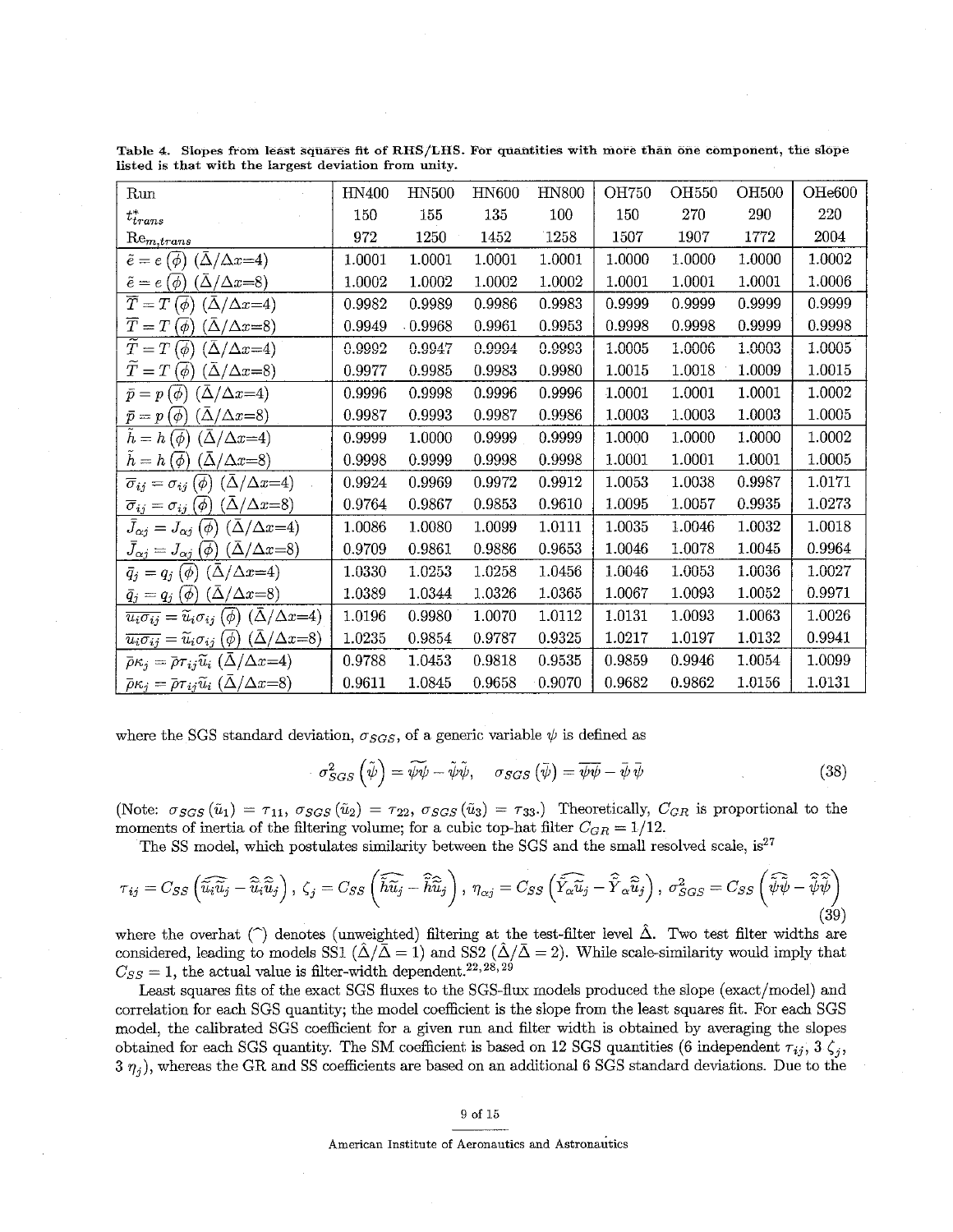**Table 4. Slopes from least squares fit of RHS/LHS. For quantities with more than one component, the slope listed is that with the largest deviation from unity.**

| Run | HN400 | HN500 | HN600 | HN800 | OH750 | OH550 | OH500 | OHe600 |
|---|---|---|---|---|---|---|---|---|
| $t^*_{trans}$ | 150 | 155 | 135 | 100 | 150 | 270 | 290 | 220 |
| $\mathrm{Re}_{m,trans}$ | 972 | 1250 | 1452 | 1258 | 1507 | 1907 | 1772 | 2004 |
| $\tilde{e} = e\left(\phi\right)$ $(\bar{\Delta}/\Delta x{=}4)$ | 1.0001 | 1.0001 | 1.0001 | 1.0001 | 1.0000 | 1.0000 | 1.0000 | 1.0002 |
| $\tilde{e} = e\left(\phi\right)$ $(\bar{\Delta}/\Delta x{=}8)$ | 1.0002 | 1.0002 | 1.0002 | 1.0002 | 1.0001 | 1.0001 | 1.0001 | 1.0006 |
| $\overline{T} = T\left(\phi\right)$ $(\bar{\Delta}/\Delta x{=}4)$ | 0.9982 | 0.9989 | 0.9986 | 0.9983 | 0.9999 | 0.9999 | 0.9999 | 0.9999 |
| $\overline{T} = T\left(\phi\right)$ $(\bar{\Delta}/\Delta x{=}8)$ | 0.9949 | 0.9968 | 0.9961 | 0.9953 | 0.9998 | 0.9998 | 0.9999 | 0.9998 |
| $\widetilde{T} = T\left(\phi\right)$ $(\bar{\Delta}/\Delta x{=}4)$ | 0.9992 | 0.9947 | 0.9994 | 0.9993 | 1.0005 | 1.0006 | 1.0003 | 1.0005 |
| $\widetilde{T} = T\left(\phi\right)$ $(\bar{\Delta}/\Delta x{=}8)$ | 0.9977 | 0.9985 | 0.9983 | 0.9980 | 1.0015 | 1.0018 | 1.0009 | 1.0015 |
| $\bar{p} = p\left(\phi\right)$ $(\bar{\Delta}/\Delta x{=}4)$ | 0.9996 | 0.9998 | 0.9996 | 0.9996 | 1.0001 | 1.0001 | 1.0001 | 1.0002 |
| $\bar{p} = p\left(\phi\right)$ $(\bar{\Delta}/\Delta x{=}8)$ | 0.9987 | 0.9993 | 0.9987 | 0.9986 | 1.0003 | 1.0003 | 1.0003 | 1.0005 |
| $\tilde{h} = h\left(\phi\right)$ $(\bar{\Delta}/\Delta x{=}4)$ | 0.9999 | 1.0000 | 0.9999 | 0.9999 | 1.0000 | 1.0000 | 1.0000 | 1.0002 |
| $\tilde{h} = h\left(\phi\right)$ $(\bar{\Delta}/\Delta x{=}8)$ | 0.9998 | 0.9999 | 0.9998 | 0.9998 | 1.0001 | 1.0001 | 1.0001 | 1.0005 |
| $\overline{\sigma}_{ij} = \sigma_{ij}\left(\phi\right)$ $(\bar{\Delta}/\Delta x{=}4)$ | 0.9924 | 0.9969 | 0.9972 | 0.9912 | 1.0053 | 1.0038 | 0.9987 | 1.0171 |
| $\overline{\sigma}_{ij} = \sigma_{ij}\left(\phi\right)$ $(\bar{\Delta}/\Delta x{=}8)$ | 0.9764 | 0.9867 | 0.9853 | 0.9610 | 1.0095 | 1.0057 | 0.9935 | 1.0273 |
| $\bar{J}_{\alpha j} = J_{\alpha j}\left(\phi\right)$ $(\bar{\Delta}/\Delta x{=}4)$ | 1.0086 | 1.0080 | 1.0099 | 1.0111 | 1.0035 | 1.0046 | 1.0032 | 1.0018 |
| $\bar{J}_{\alpha j} = J_{\alpha j}\left(\phi\right)$ $(\bar{\Delta}/\Delta x{=}8)$ | 0.9709 | 0.9861 | 0.9886 | 0.9653 | 1.0046 | 1.0078 | 1.0045 | 0.9964 |
| $\bar{q}_j = q_j\left(\phi\right)$ $(\bar{\Delta}/\Delta x{=}4)$ | 1.0330 | 1.0253 | 1.0258 | 1.0456 | 1.0046 | 1.0053 | 1.0036 | 1.0027 |
| $\bar{q}_j = q_j\left(\phi\right)$ $(\bar{\Delta}/\Delta x{=}8)$ | 1.0389 | 1.0344 | 1.0326 | 1.0365 | 1.0067 | 1.0093 | 1.0052 | 0.9971 |
| $\overline{u_i\sigma_{ij}} = \tilde{u}_i\sigma_{ij}\left(\phi\right)$ $(\bar{\Delta}/\Delta x{=}4)$ | 1.0196 | 0.9980 | 1.0070 | 1.0112 | 1.0131 | 1.0093 | 1.0063 | 1.0026 |
| $\overline{u_i\sigma_{ij}} = \tilde{u}_i\sigma_{ij}\left(\phi\right)$ $(\bar{\Delta}/\Delta x{=}8)$ | 1.0235 | 0.9854 | 0.9787 | 0.9325 | 1.0217 | 1.0197 | 1.0132 | 0.9941 |
| $\bar{\rho}\kappa_j = \bar{\rho}\tau_{ij}\tilde{u}_i$ $(\bar{\Delta}/\Delta x{=}4)$ | 0.9788 | 1.0453 | 0.9818 | 0.9535 | 0.9859 | 0.9946 | 1.0054 | 1.0099 |
| $\bar{\rho}\kappa_j = \bar{\rho}\tau_{ij}\tilde{u}_i$ $(\bar{\Delta}/\Delta x{=}8)$ | 0.9611 | 1.0845 | 0.9658 | 0.9070 | 0.9682 | 0.9862 | 1.0156 | 1.0131 |

where the SGS standard deviation, $\sigma_{SGS}$, of a generic variable $\psi$ is defined as

$$\sigma^2_{SGS}\left(\tilde{\psi}\right) = \widetilde{\psi\psi} - \tilde{\psi}\tilde{\psi}, \quad \sigma_{SGS}\left(\bar{\psi}\right) = \overline{\psi\psi} - \bar{\psi}\,\bar{\psi} \tag{38}$$

(Note: $\sigma_{SGS}\left(\tilde{u}_1\right) = \tau_{11}$, $\sigma_{SGS}\left(\tilde{u}_2\right) = \tau_{22}$, $\sigma_{SGS}\left(\tilde{u}_3\right) = \tau_{33}$.) Theoretically, $C_{GR}$ is proportional to the moments of inertia of the filtering volume; for a cubic top-hat filter $C_{GR} = 1/12$.

The SS model, which postulates similarity between the SGS and the small resolved scale, is[27]

$$\tau_{ij} = C_{SS}\left(\widehat{\tilde{u}_i\tilde{u}_j} - \hat{\tilde{u}}_i\hat{\tilde{u}}_j\right),\ \zeta_j = C_{SS}\left(\widehat{\tilde{h}\tilde{u}_j} - \hat{\tilde{h}}\hat{\tilde{u}}_j\right),\ \eta_{\alpha j} = C_{SS}\left(\widehat{\tilde{Y}_\alpha\tilde{u}_j} - \hat{\tilde{Y}}_\alpha\hat{\tilde{u}}_j\right),\ \sigma^2_{SGS} = C_{SS}\left(\widehat{\tilde{\psi}\tilde{\psi}} - \hat{\tilde{\psi}}\hat{\tilde{\psi}}\right) \tag{39}$$

where the overhat ($\widehat{\ }$) denotes (unweighted) filtering at the test-filter level $\hat{\Delta}$. Two test filter widths are considered, leading to models SS1 ($\hat{\Delta}/\bar{\Delta} = 1$) and SS2 ($\hat{\Delta}/\bar{\Delta} = 2$). While scale-similarity would imply that $C_{SS} = 1$, the actual value is filter-width dependent.[22,28,29]

Least squares fits of the exact SGS fluxes to the SGS-flux models produced the slope (exact/model) and correlation for each SGS quantity; the model coefficient is the slope from the least squares fit. For each SGS model, the calibrated SGS coefficient for a given run and filter width is obtained by averaging the slopes obtained for each SGS quantity. The SM coefficient is based on 12 SGS quantities (6 independent $\tau_{ij}$, 3 $\zeta_j$, 3 $\eta_j$), whereas the GR and SS coefficients are based on an additional 6 SGS standard deviations. Due to the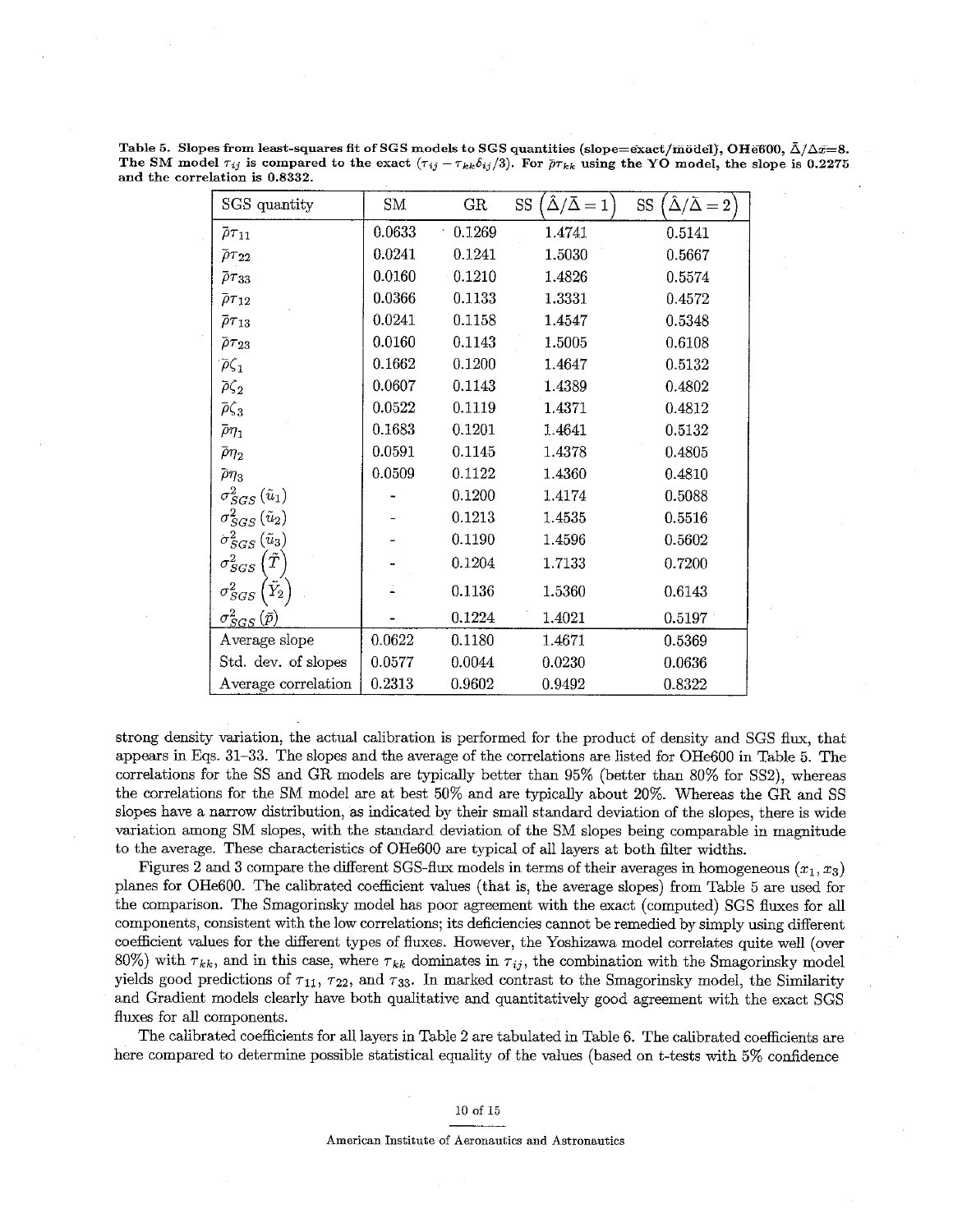**Table 5. Slopes from least-squares fit of SGS models to SGS quantities (slope=exact/model), OHe600, $\bar{\Delta}/\Delta x$=8. The SM model $\tau_{ij}$ is compared to the exact ($\tau_{ij} - \tau_{kk}\delta_{ij}/3$). For $\bar{\rho}\tau_{kk}$ using the YO model, the slope is 0.2275 and the correlation is 0.8332.**

| SGS quantity | SM | GR | SS $\left(\hat{\Delta}/\bar{\Delta} = 1\right)$ | SS $\left(\hat{\Delta}/\bar{\Delta} = 2\right)$ |
|---|---|---|---|---|
| $\bar{\rho}\tau_{11}$ | 0.0633 | 0.1269 | 1.4741 | 0.5141 |
| $\bar{\rho}\tau_{22}$ | 0.0241 | 0.1241 | 1.5030 | 0.5667 |
| $\bar{\rho}\tau_{33}$ | 0.0160 | 0.1210 | 1.4826 | 0.5574 |
| $\bar{\rho}\tau_{12}$ | 0.0366 | 0.1133 | 1.3331 | 0.4572 |
| $\bar{\rho}\tau_{13}$ | 0.0241 | 0.1158 | 1.4547 | 0.5348 |
| $\bar{\rho}\tau_{23}$ | 0.0160 | 0.1143 | 1.5005 | 0.6108 |
| $\bar{\rho}\zeta_1$ | 0.1662 | 0.1200 | 1.4647 | 0.5132 |
| $\bar{\rho}\zeta_2$ | 0.0607 | 0.1143 | 1.4389 | 0.4802 |
| $\bar{\rho}\zeta_3$ | 0.0522 | 0.1119 | 1.4371 | 0.4812 |
| $\bar{\rho}\eta_1$ | 0.1683 | 0.1201 | 1.4641 | 0.5132 |
| $\bar{\rho}\eta_2$ | 0.0591 | 0.1145 | 1.4378 | 0.4805 |
| $\bar{\rho}\eta_3$ | 0.0509 | 0.1122 | 1.4360 | 0.4810 |
| $\sigma^2_{SGS}(\tilde{u}_1)$ | - | 0.1200 | 1.4174 | 0.5088 |
| $\sigma^2_{SGS}(\tilde{u}_2)$ | - | 0.1213 | 1.4535 | 0.5516 |
| $\sigma^2_{SGS}(\tilde{u}_3)$ | - | 0.1190 | 1.4596 | 0.5602 |
| $\sigma^2_{SGS}\left(\tilde{T}\right)$ | - | 0.1204 | 1.7133 | 0.7200 |
| $\sigma^2_{SGS}\left(\tilde{Y}_2\right)$ | - | 0.1136 | 1.5360 | 0.6143 |
| $\sigma^2_{SGS}(\bar{p})$ | - | 0.1224 | 1.4021 | 0.5197 |
| Average slope | 0.0622 | 0.1180 | 1.4671 | 0.5369 |
| Std. dev. of slopes | 0.0577 | 0.0044 | 0.0230 | 0.0636 |
| Average correlation | 0.2313 | 0.9602 | 0.9492 | 0.8322 |

strong density variation, the actual calibration is performed for the product of density and SGS flux, that appears in Eqs. 31–33. The slopes and the average of the correlations are listed for OHe600 in Table 5. The correlations for the SS and GR models are typically better than 95% (better than 80% for SS2), whereas the correlations for the SM model are at best 50% and are typically about 20%. Whereas the GR and SS slopes have a narrow distribution, as indicated by their small standard deviation of the slopes, there is wide variation among SM slopes, with the standard deviation of the SM slopes being comparable in magnitude to the average. These characteristics of OHe600 are typical of all layers at both filter widths.

Figures 2 and 3 compare the different SGS-flux models in terms of their averages in homogeneous $(x_1, x_3)$ planes for OHe600. The calibrated coefficient values (that is, the average slopes) from Table 5 are used for the comparison. The Smagorinsky model has poor agreement with the exact (computed) SGS fluxes for all components, consistent with the low correlations; its deficiencies cannot be remedied by simply using different coefficient values for the different types of fluxes. However, the Yoshizawa model correlates quite well (over 80%) with $\tau_{kk}$, and in this case, where $\tau_{kk}$ dominates in $\tau_{ij}$, the combination with the Smagorinsky model yields good predictions of $\tau_{11}$, $\tau_{22}$, and $\tau_{33}$. In marked contrast to the Smagorinsky model, the Similarity and Gradient models clearly have both qualitative and quantitatively good agreement with the exact SGS fluxes for all components.

The calibrated coefficients for all layers in Table 2 are tabulated in Table 6. The calibrated coefficients are here compared to determine possible statistical equality of the values (based on t-tests with 5% confidence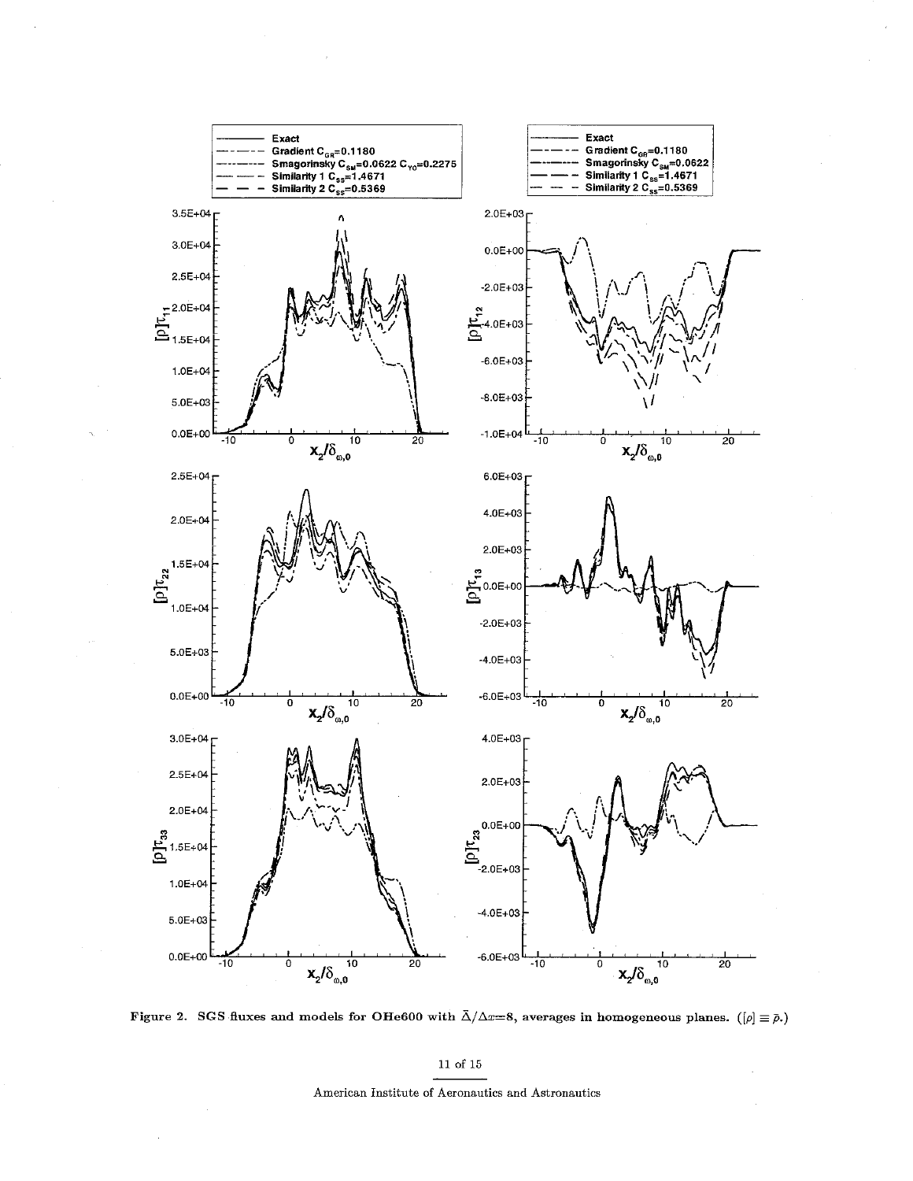Exact
Gradient $C_{GR}$=0.1180
Smagorinsky $C_{SM}$=0.0622 $C_{YO}$=0.2275
Similarity 1 $C_{SS}$=1.4671
Similarity 2 $C_{SS}$=0.5369

Exact
Gradient $C_{GR}$=0.1180
Smagorinsky $C_{SM}$=0.0622
Similarity 1 $C_{SS}$=1.4671
Similarity 2 $C_{SS}$=0.5369

$[\rho]\tau_{11}$
3.5E+04
3.0E+04
2.5E+04
2.0E+04
1.5E+04
1.0E+04
5.0E+03
0.0E+00
-10
0
10
20
$x_2/\delta_{\omega,0}$

$[\rho]\tau_{12}$
2.0E+03
0.0E+00
-2.0E+03
-4.0E+03
-6.0E+03
-8.0E+03
-1.0E+04
-10
0
10
20
$x_2/\delta_{\omega,0}$

$[\rho]\tau_{22}$
2.5E+04
2.0E+04
1.5E+04
1.0E+04
5.0E+03
0.0E+00
-10
0
10
20
$x_2/\delta_{\omega,0}$

$[\rho]\tau_{13}$
6.0E+03
4.0E+03
2.0E+03
0.0E+00
-2.0E+03
-4.0E+03
-6.0E+03
-10
0
10
20
$x_2/\delta_{\omega,0}$

$[\rho]\tau_{33}$
3.0E+04
2.5E+04
2.0E+04
1.5E+04
1.0E+04
5.0E+03
0.0E+00
-10
0
10
20
$x_2/\delta_{\omega,0}$

$[\rho]\tau_{23}$
4.0E+03
2.0E+03
0.0E+00
-2.0E+03
-4.0E+03
-6.0E+03
-10
0
10
20
$x_2/\delta_{\omega,0}$

**Figure 2. SGS fluxes and models for OHe600 with $\bar{\Delta}/\Delta x$=8, averages in homogeneous planes. ($[\rho] \equiv \bar{\rho}$.)**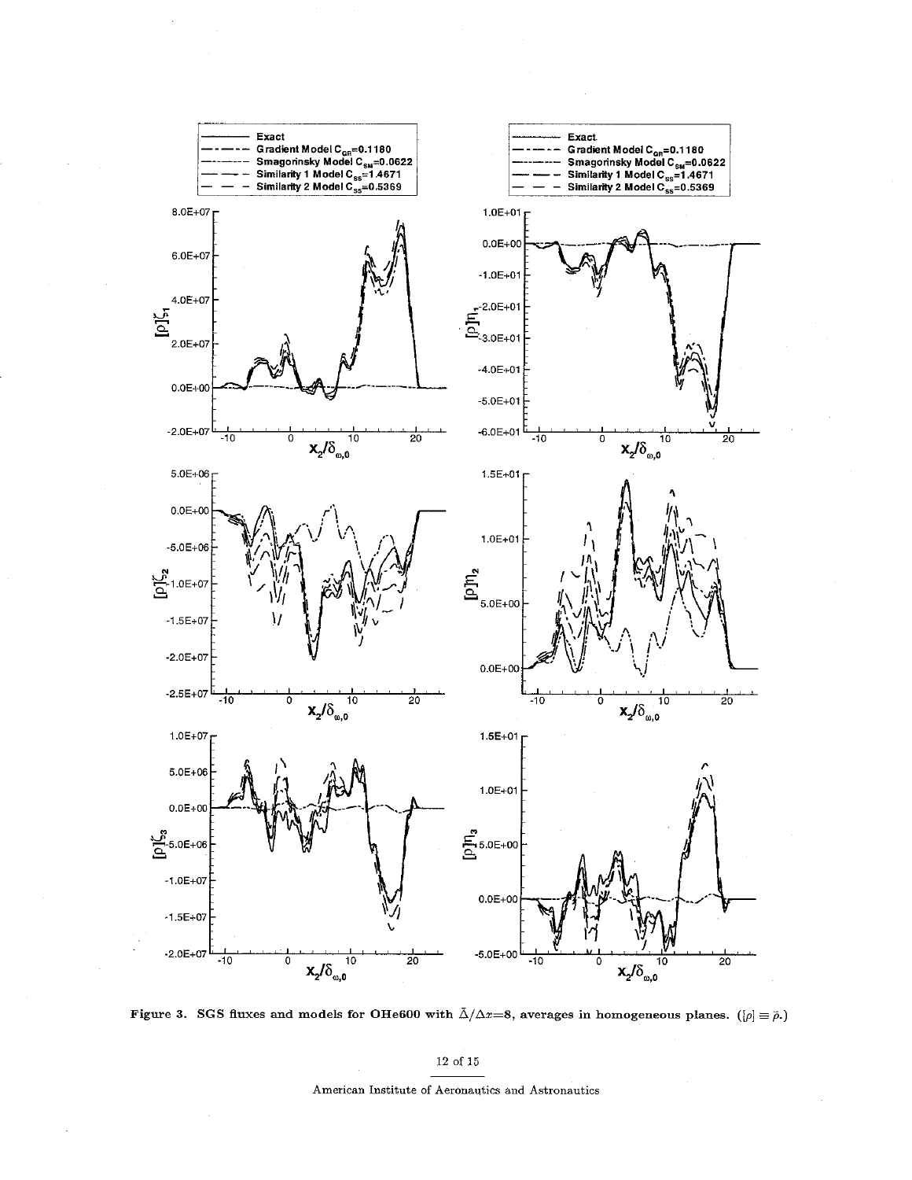Figure 3. SGS fluxes and models for OHe600 with $\bar{\Delta}/\Delta x$=8, averages in homogeneous planes. ($[\rho] \equiv \bar{\rho}$.)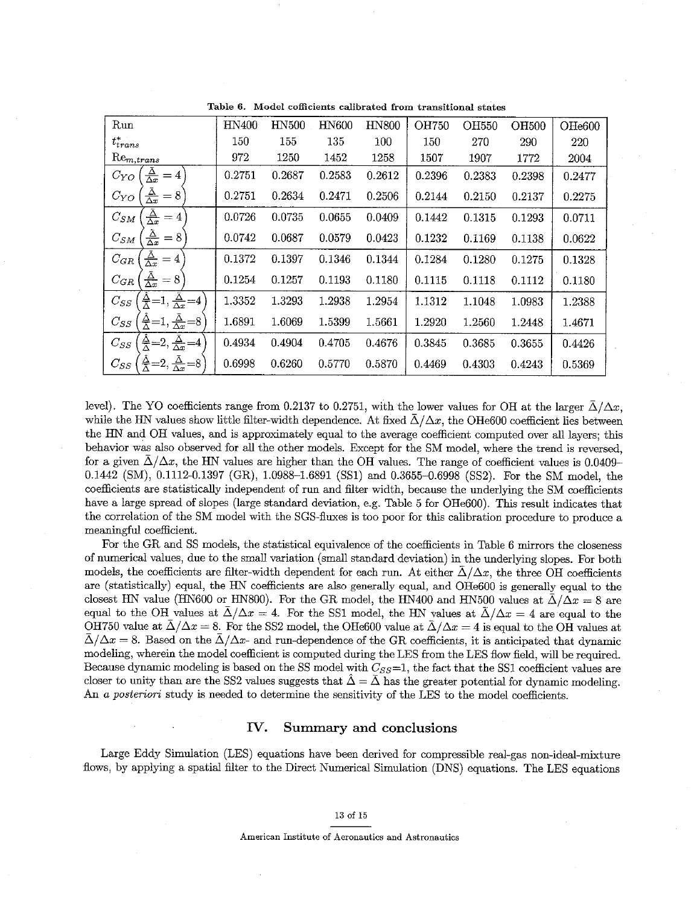**Table 6. Model coefficients calibrated from transitional states**

| Run | HN400 | HN500 | HN600 | HN800 | OH750 | OH550 | OH500 | OHe600 |
|---|---|---|---|---|---|---|---|---|
| $t^*_{trans}$ | 150 | 155 | 135 | 100 | 150 | 270 | 290 | 220 |
| $\mathrm{Re}_{m,trans}$ | 972 | 1250 | 1452 | 1258 | 1507 | 1907 | 1772 | 2004 |
| $C_{YO}\left(\frac{\bar{\Delta}}{\Delta x}=4\right)$ | 0.2751 | 0.2687 | 0.2583 | 0.2612 | 0.2396 | 0.2383 | 0.2398 | 0.2477 |
| $C_{YO}\left(\frac{\bar{\Delta}}{\Delta x}=8\right)$ | 0.2751 | 0.2634 | 0.2471 | 0.2506 | 0.2144 | 0.2150 | 0.2137 | 0.2275 |
| $C_{SM}\left(\frac{\bar{\Delta}}{\Delta x}=4\right)$ | 0.0726 | 0.0735 | 0.0655 | 0.0409 | 0.1442 | 0.1315 | 0.1293 | 0.0711 |
| $C_{SM}\left(\frac{\bar{\Delta}}{\Delta x}=8\right)$ | 0.0742 | 0.0687 | 0.0579 | 0.0423 | 0.1232 | 0.1169 | 0.1138 | 0.0622 |
| $C_{GR}\left(\frac{\bar{\Delta}}{\Delta x}=4\right)$ | 0.1372 | 0.1397 | 0.1346 | 0.1344 | 0.1284 | 0.1280 | 0.1275 | 0.1328 |
| $C_{GR}\left(\frac{\bar{\Delta}}{\Delta x}=8\right)$ | 0.1254 | 0.1257 | 0.1193 | 0.1180 | 0.1115 | 0.1118 | 0.1112 | 0.1180 |
| $C_{SS}\left(\frac{\hat{\Delta}}{\bar{\Delta}}=1, \frac{\bar{\Delta}}{\Delta x}=4\right)$ | 1.3352 | 1.3293 | 1.2938 | 1.2954 | 1.1312 | 1.1048 | 1.0983 | 1.2388 |
| $C_{SS}\left(\frac{\hat{\Delta}}{\bar{\Delta}}=1, \frac{\bar{\Delta}}{\Delta x}=8\right)$ | 1.6891 | 1.6069 | 1.5399 | 1.5661 | 1.2920 | 1.2560 | 1.2448 | 1.4671 |
| $C_{SS}\left(\frac{\hat{\Delta}}{\bar{\Delta}}=2, \frac{\bar{\Delta}}{\Delta x}=4\right)$ | 0.4934 | 0.4904 | 0.4705 | 0.4676 | 0.3845 | 0.3685 | 0.3655 | 0.4426 |
| $C_{SS}\left(\frac{\hat{\Delta}}{\bar{\Delta}}=2, \frac{\bar{\Delta}}{\Delta x}=8\right)$ | 0.6998 | 0.6260 | 0.5770 | 0.5870 | 0.4469 | 0.4303 | 0.4243 | 0.5369 |

level). The YO coefficients range from 0.2137 to 0.2751, with the lower values for OH at the larger $\bar{\Delta}/\Delta x$, while the HN values show little filter-width dependence. At fixed $\bar{\Delta}/\Delta x$, the OHe600 coefficient lies between the HN and OH values, and is approximately equal to the average coefficient computed over all layers; this behavior was also observed for all the other models. Except for the SM model, where the trend is reversed, for a given $\bar{\Delta}/\Delta x$, the HN values are higher than the OH values. The range of coefficient values is 0.0409–0.1442 (SM), 0.1112-0.1397 (GR), 1.0988–1.6891 (SS1) and 0.3655–0.6998 (SS2). For the SM model, the coefficients are statistically independent of run and filter width, because the underlying the SM coefficients have a large spread of slopes (large standard deviation, e.g. Table 5 for OHe600). This result indicates that the correlation of the SM model with the SGS-fluxes is too poor for this calibration procedure to produce a meaningful coefficient.

For the GR and SS models, the statistical equivalence of the coefficients in Table 6 mirrors the closeness of numerical values, due to the small variation (small standard deviation) in the underlying slopes. For both models, the coefficients are filter-width dependent for each run. At either $\bar{\Delta}/\Delta x$, the three OH coefficients are (statistically) equal, the HN coefficients are also generally equal, and OHe600 is generally equal to the closest HN value (HN600 or HN800). For the GR model, the HN400 and HN500 values at $\bar{\Delta}/\Delta x = 8$ are equal to the OH values at $\bar{\Delta}/\Delta x = 4$. For the SS1 model, the HN values at $\bar{\Delta}/\Delta x = 4$ are equal to the OH750 value at $\bar{\Delta}/\Delta x = 8$. For the SS2 model, the OHe600 value at $\bar{\Delta}/\Delta x = 4$ is equal to the OH values at $\bar{\Delta}/\Delta x = 8$. Based on the $\bar{\Delta}/\Delta x$- and run-dependence of the GR coefficients, it is anticipated that dynamic modeling, wherein the model coefficient is computed during the LES from the LES flow field, will be required. Because dynamic modeling is based on the SS model with $C_{SS}$=1, the fact that the SS1 coefficient values are closer to unity than are the SS2 values suggests that $\hat{\Delta} = \bar{\Delta}$ has the greater potential for dynamic modeling. An *a posteriori* study is needed to determine the sensitivity of the LES to the model coefficients.

## IV. Summary and conclusions

Large Eddy Simulation (LES) equations have been derived for compressible real-gas non-ideal-mixture flows, by applying a spatial filter to the Direct Numerical Simulation (DNS) equations. The LES equations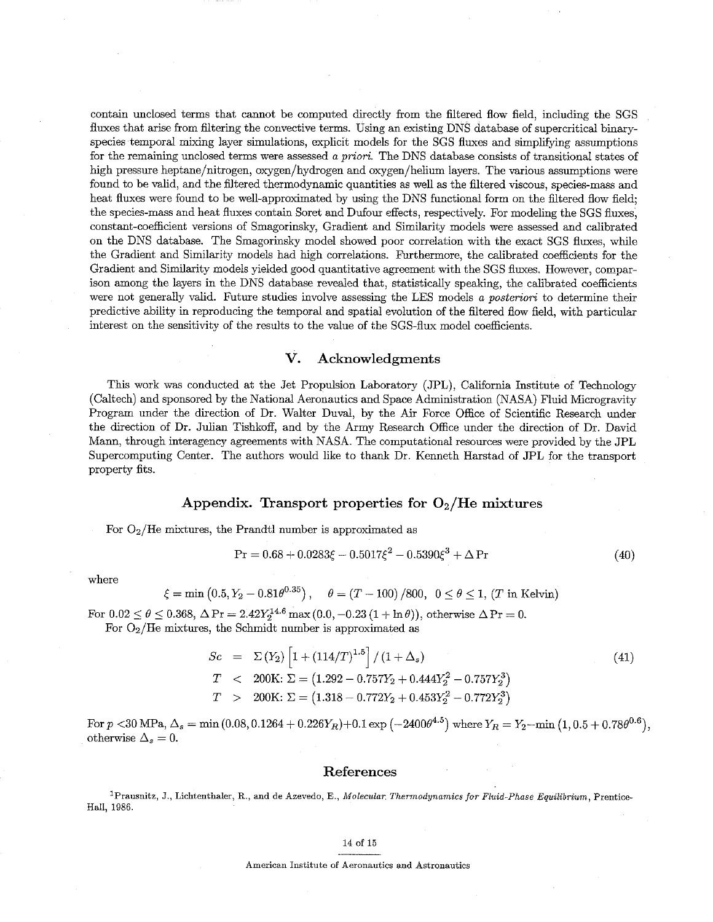contain unclosed terms that cannot be computed directly from the filtered flow field, including the SGS fluxes that arise from filtering the convective terms. Using an existing DNS database of supercritical binary-species temporal mixing layer simulations, explicit models for the SGS fluxes and simplifying assumptions for the remaining unclosed terms were assessed *a priori*. The DNS database consists of transitional states of high pressure heptane/nitrogen, oxygen/hydrogen and oxygen/helium layers. The various assumptions were found to be valid, and the filtered thermodynamic quantities as well as the filtered viscous, species-mass and heat fluxes were found to be well-approximated by using the DNS functional form on the filtered flow field; the species-mass and heat fluxes contain Soret and Dufour effects, respectively. For modeling the SGS fluxes, constant-coefficient versions of Smagorinsky, Gradient and Similarity models were assessed and calibrated on the DNS database. The Smagorinsky model showed poor correlation with the exact SGS fluxes, while the Gradient and Similarity models had high correlations. Furthermore, the calibrated coefficients for the Gradient and Similarity models yielded good quantitative agreement with the SGS fluxes. However, comparison among the layers in the DNS database revealed that, statistically speaking, the calibrated coefficients were not generally valid. Future studies involve assessing the LES models *a posteriori* to determine their predictive ability in reproducing the temporal and spatial evolution of the filtered flow field, with particular interest on the sensitivity of the results to the value of the SGS-flux model coefficients.

## V. Acknowledgments

This work was conducted at the Jet Propulsion Laboratory (JPL), California Institute of Technology (Caltech) and sponsored by the National Aeronautics and Space Administration (NASA) Fluid Microgravity Program under the direction of Dr. Walter Duval, by the Air Force Office of Scientific Research under the direction of Dr. Julian Tishkoff, and by the Army Research Office under the direction of Dr. David Mann, through interagency agreements with NASA. The computational resources were provided by the JPL Supercomputing Center. The authors would like to thank Dr. Kenneth Harstad of JPL for the transport property fits.

## Appendix. Transport properties for $O_2$/He mixtures

For $O_2$/He mixtures, the Prandtl number is approximated as

$$\mathrm{Pr} = 0.68 + 0.0283\xi - 0.5017\xi^2 - 0.5390\xi^3 + \Delta\,\mathrm{Pr} \tag{40}$$

where

$$\xi = \min\left(0.5, Y_2 - 0.81\theta^{0.35}\right), \quad \theta = (T - 100)/800, \quad 0 \leq \theta \leq 1, \ (T \text{ in Kelvin})$$

For $0.02 \leq \theta \leq 0.368$, $\Delta\,\mathrm{Pr} = 2.42Y_2^{14.6}\max\left(0.0, -0.23\left(1 + \ln\theta\right)\right)$, otherwise $\Delta\,\mathrm{Pr} = 0$.

For $O_2$/He mixtures, the Schmidt number is approximated as

$$\begin{aligned} Sc &= \Sigma(Y_2)\left[1 + (114/T)^{1.5}\right]/(1 + \Delta_s) \\ T &< 200\text{K}: \Sigma = \left(1.292 - 0.757Y_2 + 0.444Y_2^2 - 0.757Y_2^3\right) \\ T &> 200\text{K}: \Sigma = \left(1.318 - 0.772Y_2 + 0.453Y_2^2 - 0.772Y_2^3\right) \end{aligned} \tag{41}$$

For $p < 30$ MPa, $\Delta_s = \min\left(0.08, 0.1264 + 0.226Y_R\right) + 0.1\exp\left(-2400\theta^{4.5}\right)$ where $Y_R = Y_2 - \min\left(1, 0.5 + 0.78\theta^{0.6}\right)$, otherwise $\Delta_s = 0$.

## References

[1] Prausnitz, J., Lichtenthaler, R., and de Azevedo, E., *Molecular Thermodynamics for Fluid-Phase Equilibrium*, Prentice-Hall, 1986.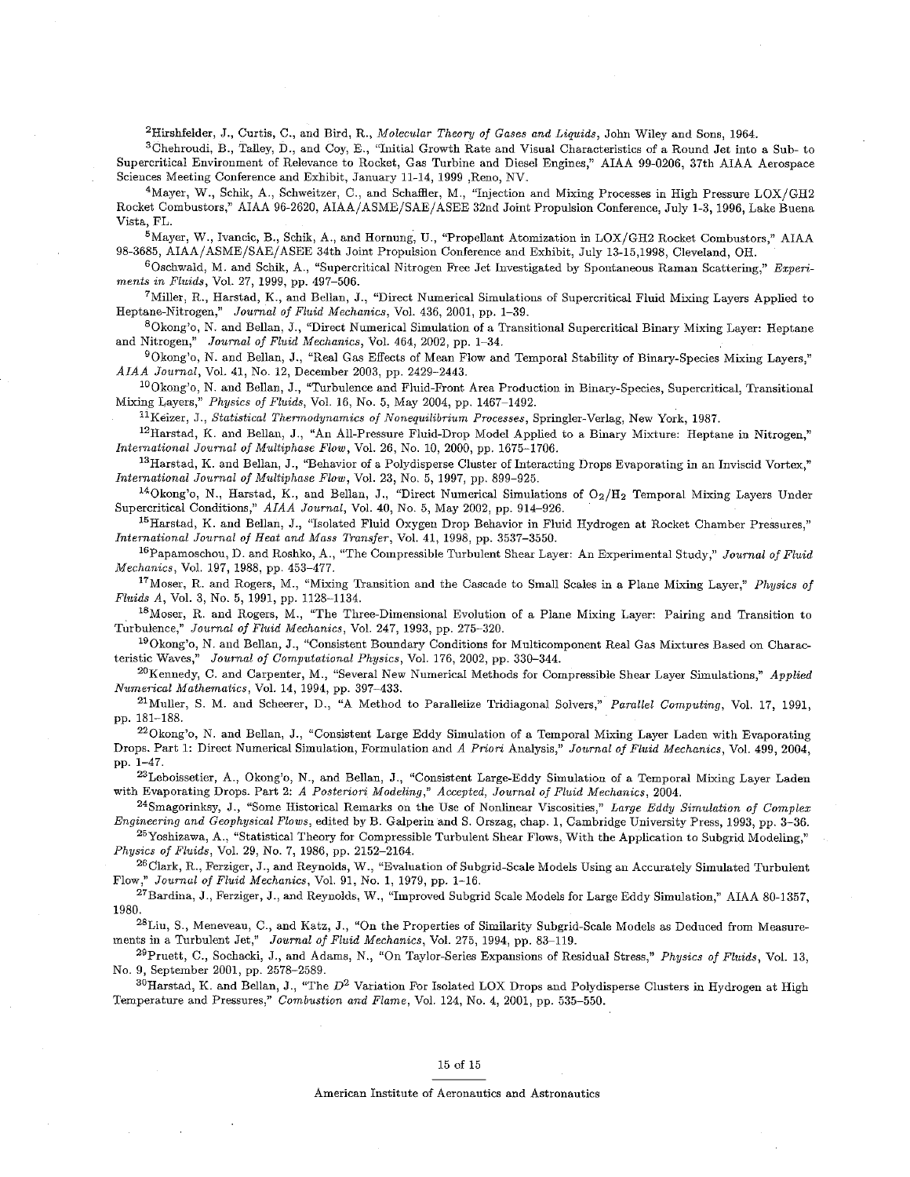[2] Hirshfelder, J., Curtis, C., and Bird, R., *Molecular Theory of Gases and Liquids*, John Wiley and Sons, 1964.

[3] Chehroudi, B., Talley, D., and Coy, E., "Initial Growth Rate and Visual Characteristics of a Round Jet into a Sub- to Supercritical Environment of Relevance to Rocket, Gas Turbine and Diesel Engines," AIAA 99-0206, 37th AIAA Aerospace Sciences Meeting Conference and Exhibit, January 11-14, 1999 ,Reno, NV.

[4] Mayer, W., Schik, A., Schweitzer, C., and Schaffler, M., "Injection and Mixing Processes in High Pressure LOX/GH2 Rocket Combustors," AIAA 96-2620, AIAA/ASME/SAE/ASEE 32nd Joint Propulsion Conference, July 1-3, 1996, Lake Buena Vista, FL.

[5] Mayer, W., Ivancic, B., Schik, A., and Hornung, U., "Propellant Atomization in LOX/GH2 Rocket Combustors," AIAA 98-3685, AIAA/ASME/SAE/ASEE 34th Joint Propulsion Conference and Exhibit, July 13-15,1998, Cleveland, OH.

[6] Oschwald, M. and Schik, A., "Supercritical Nitrogen Free Jet Investigated by Spontaneous Raman Scattering," *Experiments in Fluids*, Vol. 27, 1999, pp. 497–506.

[7] Miller, R., Harstad, K., and Bellan, J., "Direct Numerical Simulations of Supercritical Fluid Mixing Layers Applied to Heptane-Nitrogen," *Journal of Fluid Mechanics*, Vol. 436, 2001, pp. 1–39.

[8] Okong'o, N. and Bellan, J., "Direct Numerical Simulation of a Transitional Supercritical Binary Mixing Layer: Heptane and Nitrogen," *Journal of Fluid Mechanics*, Vol. 464, 2002, pp. 1–34.

[9] Okong'o, N. and Bellan, J., "Real Gas Effects of Mean Flow and Temporal Stability of Binary-Species Mixing Layers," *AIAA Journal*, Vol. 41, No. 12, December 2003, pp. 2429–2443.

[10] Okong'o, N. and Bellan, J., "Turbulence and Fluid-Front Area Production in Binary-Species, Supercritical, Transitional Mixing Layers," *Physics of Fluids*, Vol. 16, No. 5, May 2004, pp. 1467–1492.

[11] Keizer, J., *Statistical Thermodynamics of Nonequilibrium Processes*, Springler-Verlag, New York, 1987.

[12] Harstad, K. and Bellan, J., "An All-Pressure Fluid-Drop Model Applied to a Binary Mixture: Heptane in Nitrogen," *International Journal of Multiphase Flow*, Vol. 26, No. 10, 2000, pp. 1675–1706.

[13] Harstad, K. and Bellan, J., "Behavior of a Polydisperse Cluster of Interacting Drops Evaporating in an Inviscid Vortex," *International Journal of Multiphase Flow*, Vol. 23, No. 5, 1997, pp. 899–925.

[14] Okong'o, N., Harstad, K., and Bellan, J., "Direct Numerical Simulations of $O_2/H_2$ Temporal Mixing Layers Under Supercritical Conditions," *AIAA Journal*, Vol. 40, No. 5, May 2002, pp. 914–926.

[15] Harstad, K. and Bellan, J., "Isolated Fluid Oxygen Drop Behavior in Fluid Hydrogen at Rocket Chamber Pressures," *International Journal of Heat and Mass Transfer*, Vol. 41, 1998, pp. 3537–3550.

[16] Papamoschou, D. and Roshko, A., "The Compressible Turbulent Shear Layer: An Experimental Study," *Journal of Fluid Mechanics*, Vol. 197, 1988, pp. 453–477.

[17] Moser, R. and Rogers, M., "Mixing Transition and the Cascade to Small Scales in a Plane Mixing Layer," *Physics of Fluids A*, Vol. 3, No. 5, 1991, pp. 1128–1134.

[18] Moser, R. and Rogers, M., "The Three-Dimensional Evolution of a Plane Mixing Layer: Pairing and Transition to Turbulence," *Journal of Fluid Mechanics*, Vol. 247, 1993, pp. 275–320.

[19] Okong'o, N. and Bellan, J., "Consistent Boundary Conditions for Multicomponent Real Gas Mixtures Based on Characteristic Waves," *Journal of Computational Physics*, Vol. 176, 2002, pp. 330–344.

[20] Kennedy, C. and Carpenter, M., "Several New Numerical Methods for Compressible Shear Layer Simulations," *Applied Numerical Mathematics*, Vol. 14, 1994, pp. 397–433.

[21] Muller, S. M. and Scheerer, D., "A Method to Parallelize Tridiagonal Solvers," *Parallel Computing*, Vol. 17, 1991, pp. 181–188.

[22] Okong'o, N. and Bellan, J., "Consistent Large Eddy Simulation of a Temporal Mixing Layer Laden with Evaporating Drops. Part 1: Direct Numerical Simulation, Formulation and *A Priori* Analysis," *Journal of Fluid Mechanics*, Vol. 499, 2004, pp. 1–47.

[23] Leboissetier, A., Okong'o, N., and Bellan, J., "Consistent Large-Eddy Simulation of a Temporal Mixing Layer Laden with Evaporating Drops. Part 2: *A Posteriori Modeling*," *Accepted, Journal of Fluid Mechanics*, 2004.

[24] Smagorinksy, J., "Some Historical Remarks on the Use of Nonlinear Viscosities," *Large Eddy Simulation of Complex Engineering and Geophysical Flows*, edited by B. Galperin and S. Orszag, chap. 1, Cambridge University Press, 1993, pp. 3–36.

[25] Yoshizawa, A., "Statistical Theory for Compressible Turbulent Shear Flows, With the Application to Subgrid Modeling," *Physics of Fluids*, Vol. 29, No. 7, 1986, pp. 2152–2164.

[26] Clark, R., Ferziger, J., and Reynolds, W., "Evaluation of Subgrid-Scale Models Using an Accurately Simulated Turbulent Flow," *Journal of Fluid Mechanics*, Vol. 91, No. 1, 1979, pp. 1–16.

[27] Bardina, J., Ferziger, J., and Reynolds, W., "Improved Subgrid Scale Models for Large Eddy Simulation," AIAA 80-1357, 1980.

[28] Liu, S., Meneveau, C., and Katz, J., "On the Properties of Similarity Subgrid-Scale Models as Deduced from Measurements in a Turbulent Jet," *Journal of Fluid Mechanics*, Vol. 275, 1994, pp. 83–119.

[29] Pruett, C., Sochacki, J., and Adams, N., "On Taylor-Series Expansions of Residual Stress," *Physics of Fluids*, Vol. 13, No. 9, September 2001, pp. 2578–2589.

[30] Harstad, K. and Bellan, J., "The $D^2$ Variation For Isolated LOX Drops and Polydisperse Clusters in Hydrogen at High Temperature and Pressures," *Combustion and Flame*, Vol. 124, No. 4, 2001, pp. 535–550.